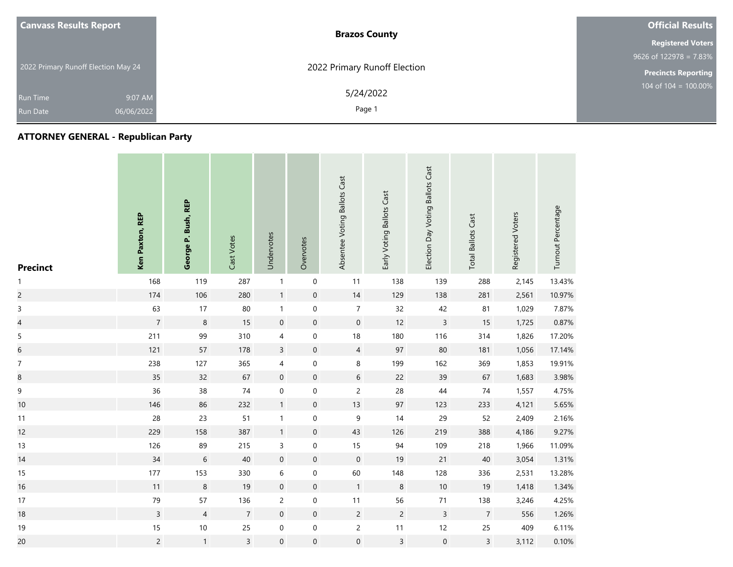Canvass Results Report

2022 Primary Runoff Election May 24

Run Time 9:07 AM

Run Date 06/06/2022

**Brazos County**

2022 Primary Runoff Election

5/24/2022

**Official Results**

**Registered Voters**

9626 of 122978 = 7.83%

**Precincts Reporting**

104 of 104 = 100.00%

## ATTORNEY GENERAL - Republican Party

| Precinct | Ken Paxton, REP | George P. Bush, REP | Cast Votes | Undervotes | Overvotes | Absentee Voting Ballots Cast | Early Voting Ballots Cast | Election Day Voting Ballots Cast | Total Ballots Cast | Registered Voters | Turnout Percentage |
|---|---|---|---|---|---|---|---|---|---|---|---|
| 1 | 168 | 119 | 287 | 1 | 0 | 11 | 138 | 139 | 288 | 2,145 | 13.43% |
| 2 | 174 | 106 | 280 | 1 | 0 | 14 | 129 | 138 | 281 | 2,561 | 10.97% |
| 3 | 63 | 17 | 80 | 1 | 0 | 7 | 32 | 42 | 81 | 1,029 | 7.87% |
| 4 | 7 | 8 | 15 | 0 | 0 | 0 | 12 | 3 | 15 | 1,725 | 0.87% |
| 5 | 211 | 99 | 310 | 4 | 0 | 18 | 180 | 116 | 314 | 1,826 | 17.20% |
| 6 | 121 | 57 | 178 | 3 | 0 | 4 | 97 | 80 | 181 | 1,056 | 17.14% |
| 7 | 238 | 127 | 365 | 4 | 0 | 8 | 199 | 162 | 369 | 1,853 | 19.91% |
| 8 | 35 | 32 | 67 | 0 | 0 | 6 | 22 | 39 | 67 | 1,683 | 3.98% |
| 9 | 36 | 38 | 74 | 0 | 0 | 2 | 28 | 44 | 74 | 1,557 | 4.75% |
| 10 | 146 | 86 | 232 | 1 | 0 | 13 | 97 | 123 | 233 | 4,121 | 5.65% |
| 11 | 28 | 23 | 51 | 1 | 0 | 9 | 14 | 29 | 52 | 2,409 | 2.16% |
| 12 | 229 | 158 | 387 | 1 | 0 | 43 | 126 | 219 | 388 | 4,186 | 9.27% |
| 13 | 126 | 89 | 215 | 3 | 0 | 15 | 94 | 109 | 218 | 1,966 | 11.09% |
| 14 | 34 | 6 | 40 | 0 | 0 | 0 | 19 | 21 | 40 | 3,054 | 1.31% |
| 15 | 177 | 153 | 330 | 6 | 0 | 60 | 148 | 128 | 336 | 2,531 | 13.28% |
| 16 | 11 | 8 | 19 | 0 | 0 | 1 | 8 | 10 | 19 | 1,418 | 1.34% |
| 17 | 79 | 57 | 136 | 2 | 0 | 11 | 56 | 71 | 138 | 3,246 | 4.25% |
| 18 | 3 | 4 | 7 | 0 | 0 | 2 | 2 | 3 | 7 | 556 | 1.26% |
| 19 | 15 | 10 | 25 | 0 | 0 | 2 | 11 | 12 | 25 | 409 | 6.11% |
| 20 | 2 | 1 | 3 | 0 | 0 | 0 | 3 | 0 | 3 | 3,112 | 0.10% |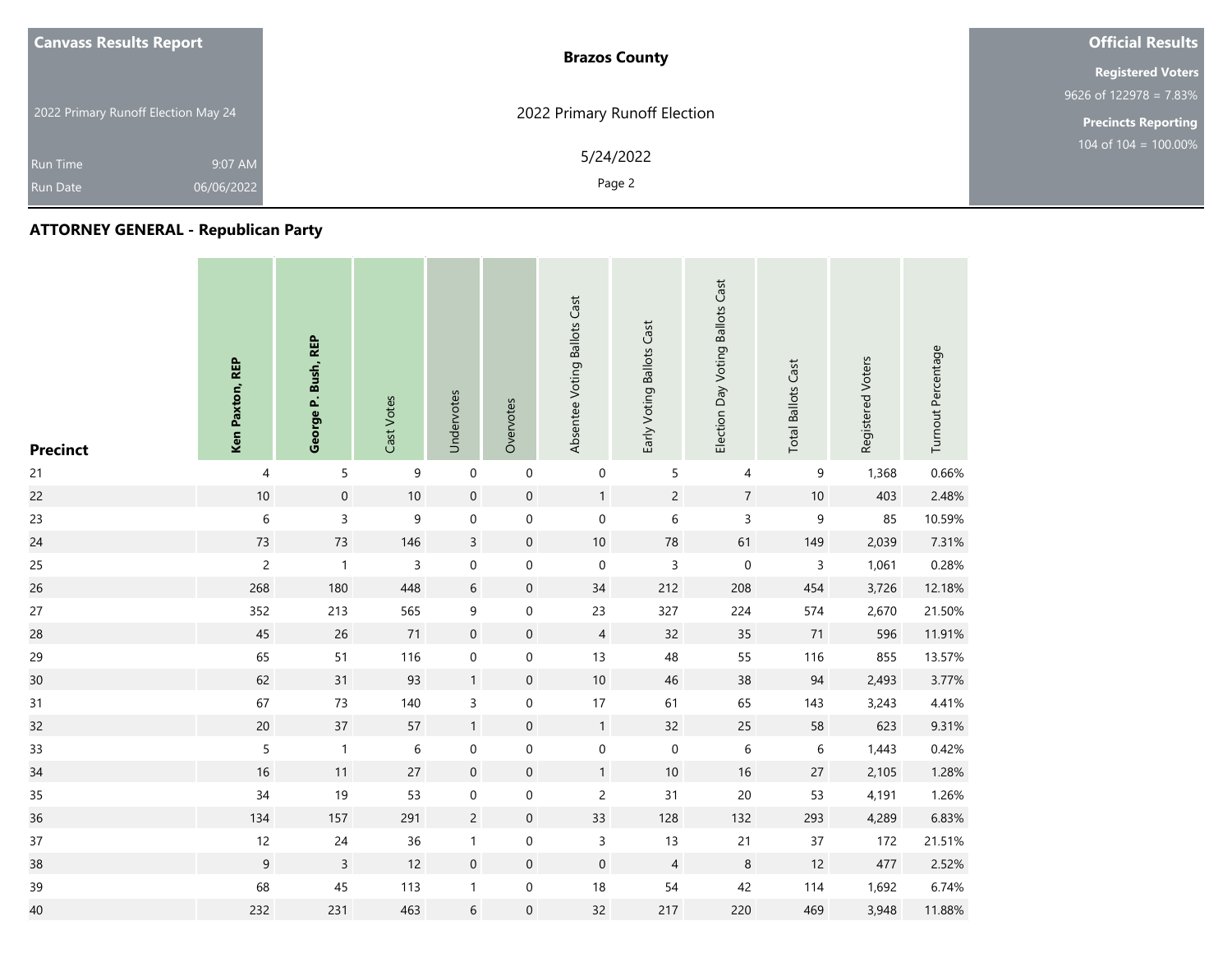## ATTORNEY GENERAL - Republican Party

| Precinct | Ken Paxton, REP | George P. Bush, REP | Cast Votes | Undervotes | Overvotes | Absentee Voting Ballots Cast | Early Voting Ballots Cast | Election Day Voting Ballots Cast | Total Ballots Cast | Registered Voters | Turnout Percentage |
|---|---|---|---|---|---|---|---|---|---|---|---|
| 21 | 4 | 5 | 9 | 0 | 0 | 0 | 5 | 4 | 9 | 1,368 | 0.66% |
| 22 | 10 | 0 | 10 | 0 | 0 | 1 | 2 | 7 | 10 | 403 | 2.48% |
| 23 | 6 | 3 | 9 | 0 | 0 | 0 | 6 | 3 | 9 | 85 | 10.59% |
| 24 | 73 | 73 | 146 | 3 | 0 | 10 | 78 | 61 | 149 | 2,039 | 7.31% |
| 25 | 2 | 1 | 3 | 0 | 0 | 0 | 3 | 0 | 3 | 1,061 | 0.28% |
| 26 | 268 | 180 | 448 | 6 | 0 | 34 | 212 | 208 | 454 | 3,726 | 12.18% |
| 27 | 352 | 213 | 565 | 9 | 0 | 23 | 327 | 224 | 574 | 2,670 | 21.50% |
| 28 | 45 | 26 | 71 | 0 | 0 | 4 | 32 | 35 | 71 | 596 | 11.91% |
| 29 | 65 | 51 | 116 | 0 | 0 | 13 | 48 | 55 | 116 | 855 | 13.57% |
| 30 | 62 | 31 | 93 | 1 | 0 | 10 | 46 | 38 | 94 | 2,493 | 3.77% |
| 31 | 67 | 73 | 140 | 3 | 0 | 17 | 61 | 65 | 143 | 3,243 | 4.41% |
| 32 | 20 | 37 | 57 | 1 | 0 | 1 | 32 | 25 | 58 | 623 | 9.31% |
| 33 | 5 | 1 | 6 | 0 | 0 | 0 | 0 | 6 | 6 | 1,443 | 0.42% |
| 34 | 16 | 11 | 27 | 0 | 0 | 1 | 10 | 16 | 27 | 2,105 | 1.28% |
| 35 | 34 | 19 | 53 | 0 | 0 | 2 | 31 | 20 | 53 | 4,191 | 1.26% |
| 36 | 134 | 157 | 291 | 2 | 0 | 33 | 128 | 132 | 293 | 4,289 | 6.83% |
| 37 | 12 | 24 | 36 | 1 | 0 | 3 | 13 | 21 | 37 | 172 | 21.51% |
| 38 | 9 | 3 | 12 | 0 | 0 | 0 | 4 | 8 | 12 | 477 | 2.52% |
| 39 | 68 | 45 | 113 | 1 | 0 | 18 | 54 | 42 | 114 | 1,692 | 6.74% |
| 40 | 232 | 231 | 463 | 6 | 0 | 32 | 217 | 220 | 469 | 3,948 | 11.88% |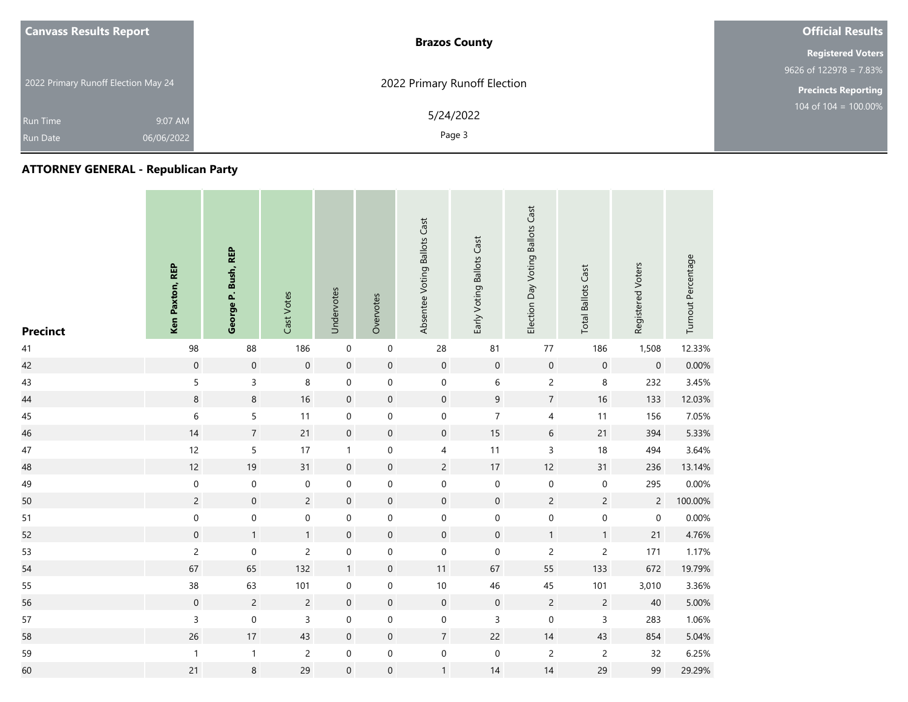Canvass Results Report

2022 Primary Runoff Election May 24

Run Time 9:07 AM

Run Date 06/06/2022

**Brazos County**

2022 Primary Runoff Election

5/24/2022

**Official Results**

**Registered Voters**

9626 of 122978 = 7.83%

**Precincts Reporting**

104 of 104 = 100.00%

## ATTORNEY GENERAL - Republican Party

| Precinct | Ken Paxton, REP | George P. Bush, REP | Cast Votes | Undervotes | Overvotes | Absentee Voting Ballots Cast | Early Voting Ballots Cast | Election Day Voting Ballots Cast | Total Ballots Cast | Registered Voters | Turnout Percentage |
|---|---|---|---|---|---|---|---|---|---|---|---|
| 41 | 98 | 88 | 186 | 0 | 0 | 28 | 81 | 77 | 186 | 1,508 | 12.33% |
| 42 | 0 | 0 | 0 | 0 | 0 | 0 | 0 | 0 | 0 | 0 | 0.00% |
| 43 | 5 | 3 | 8 | 0 | 0 | 0 | 6 | 2 | 8 | 232 | 3.45% |
| 44 | 8 | 8 | 16 | 0 | 0 | 0 | 9 | 7 | 16 | 133 | 12.03% |
| 45 | 6 | 5 | 11 | 0 | 0 | 0 | 7 | 4 | 11 | 156 | 7.05% |
| 46 | 14 | 7 | 21 | 0 | 0 | 0 | 15 | 6 | 21 | 394 | 5.33% |
| 47 | 12 | 5 | 17 | 1 | 0 | 4 | 11 | 3 | 18 | 494 | 3.64% |
| 48 | 12 | 19 | 31 | 0 | 0 | 2 | 17 | 12 | 31 | 236 | 13.14% |
| 49 | 0 | 0 | 0 | 0 | 0 | 0 | 0 | 0 | 0 | 295 | 0.00% |
| 50 | 2 | 0 | 2 | 0 | 0 | 0 | 0 | 2 | 2 | 2 | 100.00% |
| 51 | 0 | 0 | 0 | 0 | 0 | 0 | 0 | 0 | 0 | 0 | 0.00% |
| 52 | 0 | 1 | 1 | 0 | 0 | 0 | 0 | 1 | 1 | 21 | 4.76% |
| 53 | 2 | 0 | 2 | 0 | 0 | 0 | 0 | 2 | 2 | 171 | 1.17% |
| 54 | 67 | 65 | 132 | 1 | 0 | 11 | 67 | 55 | 133 | 672 | 19.79% |
| 55 | 38 | 63 | 101 | 0 | 0 | 10 | 46 | 45 | 101 | 3,010 | 3.36% |
| 56 | 0 | 2 | 2 | 0 | 0 | 0 | 0 | 2 | 2 | 40 | 5.00% |
| 57 | 3 | 0 | 3 | 0 | 0 | 0 | 3 | 0 | 3 | 283 | 1.06% |
| 58 | 26 | 17 | 43 | 0 | 0 | 7 | 22 | 14 | 43 | 854 | 5.04% |
| 59 | 1 | 1 | 2 | 0 | 0 | 0 | 0 | 2 | 2 | 32 | 6.25% |
| 60 | 21 | 8 | 29 | 0 | 0 | 1 | 14 | 14 | 29 | 99 | 29.29% |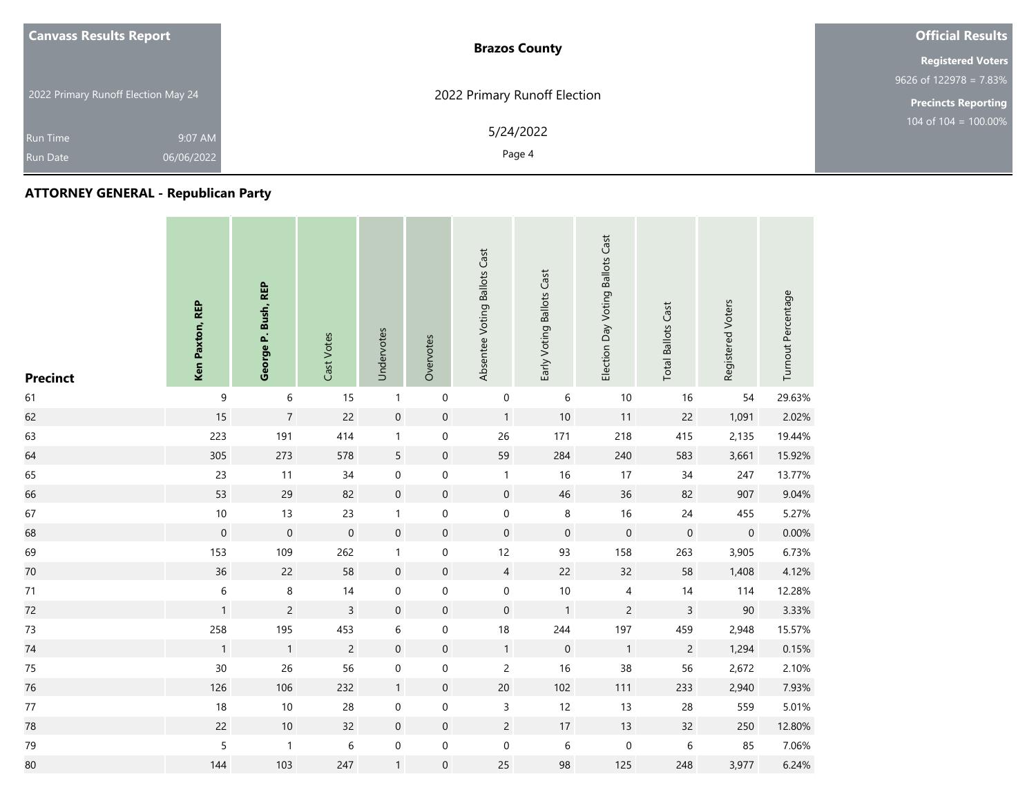## ATTORNEY GENERAL - Republican Party

| Precinct | Ken Paxton, REP | George P. Bush, REP | Cast Votes | Undervotes | Overvotes | Absentee Voting Ballots Cast | Early Voting Ballots Cast | Election Day Voting Ballots Cast | Total Ballots Cast | Registered Voters | Turnout Percentage |
|---|---|---|---|---|---|---|---|---|---|---|---|
| 61 | 9 | 6 | 15 | 1 | 0 | 0 | 6 | 10 | 16 | 54 | 29.63% |
| 62 | 15 | 7 | 22 | 0 | 0 | 1 | 10 | 11 | 22 | 1,091 | 2.02% |
| 63 | 223 | 191 | 414 | 1 | 0 | 26 | 171 | 218 | 415 | 2,135 | 19.44% |
| 64 | 305 | 273 | 578 | 5 | 0 | 59 | 284 | 240 | 583 | 3,661 | 15.92% |
| 65 | 23 | 11 | 34 | 0 | 0 | 1 | 16 | 17 | 34 | 247 | 13.77% |
| 66 | 53 | 29 | 82 | 0 | 0 | 0 | 46 | 36 | 82 | 907 | 9.04% |
| 67 | 10 | 13 | 23 | 1 | 0 | 0 | 8 | 16 | 24 | 455 | 5.27% |
| 68 | 0 | 0 | 0 | 0 | 0 | 0 | 0 | 0 | 0 | 0 | 0.00% |
| 69 | 153 | 109 | 262 | 1 | 0 | 12 | 93 | 158 | 263 | 3,905 | 6.73% |
| 70 | 36 | 22 | 58 | 0 | 0 | 4 | 22 | 32 | 58 | 1,408 | 4.12% |
| 71 | 6 | 8 | 14 | 0 | 0 | 0 | 10 | 4 | 14 | 114 | 12.28% |
| 72 | 1 | 2 | 3 | 0 | 0 | 0 | 1 | 2 | 3 | 90 | 3.33% |
| 73 | 258 | 195 | 453 | 6 | 0 | 18 | 244 | 197 | 459 | 2,948 | 15.57% |
| 74 | 1 | 1 | 2 | 0 | 0 | 1 | 0 | 1 | 2 | 1,294 | 0.15% |
| 75 | 30 | 26 | 56 | 0 | 0 | 2 | 16 | 38 | 56 | 2,672 | 2.10% |
| 76 | 126 | 106 | 232 | 1 | 0 | 20 | 102 | 111 | 233 | 2,940 | 7.93% |
| 77 | 18 | 10 | 28 | 0 | 0 | 3 | 12 | 13 | 28 | 559 | 5.01% |
| 78 | 22 | 10 | 32 | 0 | 0 | 2 | 17 | 13 | 32 | 250 | 12.80% |
| 79 | 5 | 1 | 6 | 0 | 0 | 0 | 6 | 0 | 6 | 85 | 7.06% |
| 80 | 144 | 103 | 247 | 1 | 0 | 25 | 98 | 125 | 248 | 3,977 | 6.24% |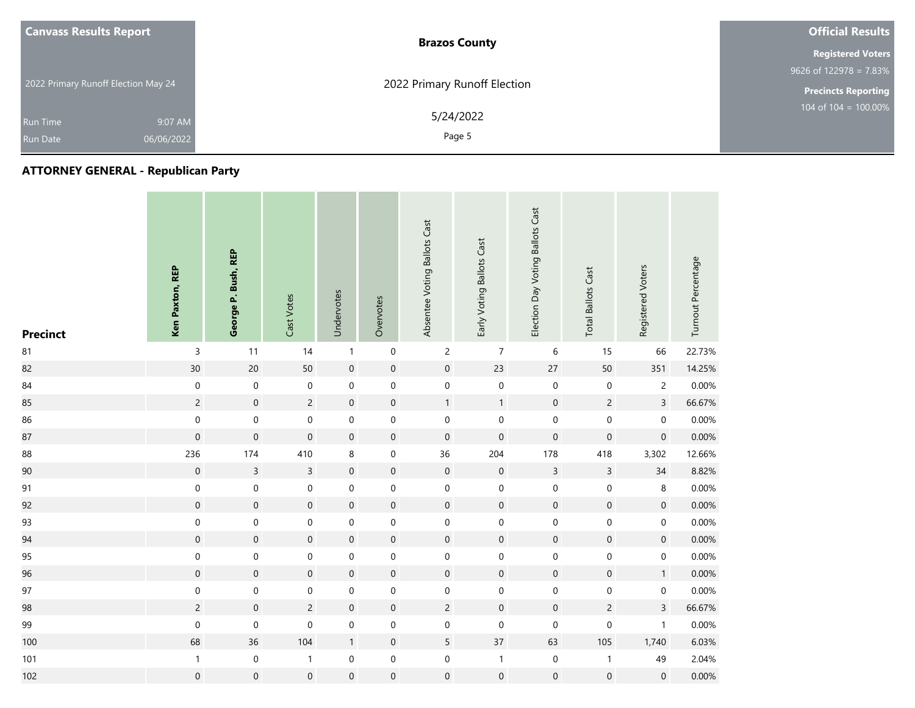## ATTORNEY GENERAL - Republican Party

| Precinct | Ken Paxton, REP | George P. Bush, REP | Cast Votes | Undervotes | Overvotes | Absentee Voting Ballots Cast | Early Voting Ballots Cast | Election Day Voting Ballots Cast | Total Ballots Cast | Registered Voters | Turnout Percentage |
|---|---|---|---|---|---|---|---|---|---|---|---|
| 81 | 3 | 11 | 14 | 1 | 0 | 2 | 7 | 6 | 15 | 66 | 22.73% |
| 82 | 30 | 20 | 50 | 0 | 0 | 0 | 23 | 27 | 50 | 351 | 14.25% |
| 84 | 0 | 0 | 0 | 0 | 0 | 0 | 0 | 0 | 0 | 2 | 0.00% |
| 85 | 2 | 0 | 2 | 0 | 0 | 1 | 1 | 0 | 2 | 3 | 66.67% |
| 86 | 0 | 0 | 0 | 0 | 0 | 0 | 0 | 0 | 0 | 0 | 0.00% |
| 87 | 0 | 0 | 0 | 0 | 0 | 0 | 0 | 0 | 0 | 0 | 0.00% |
| 88 | 236 | 174 | 410 | 8 | 0 | 36 | 204 | 178 | 418 | 3,302 | 12.66% |
| 90 | 0 | 3 | 3 | 0 | 0 | 0 | 0 | 3 | 3 | 34 | 8.82% |
| 91 | 0 | 0 | 0 | 0 | 0 | 0 | 0 | 0 | 0 | 8 | 0.00% |
| 92 | 0 | 0 | 0 | 0 | 0 | 0 | 0 | 0 | 0 | 0 | 0.00% |
| 93 | 0 | 0 | 0 | 0 | 0 | 0 | 0 | 0 | 0 | 0 | 0.00% |
| 94 | 0 | 0 | 0 | 0 | 0 | 0 | 0 | 0 | 0 | 0 | 0.00% |
| 95 | 0 | 0 | 0 | 0 | 0 | 0 | 0 | 0 | 0 | 0 | 0.00% |
| 96 | 0 | 0 | 0 | 0 | 0 | 0 | 0 | 0 | 0 | 1 | 0.00% |
| 97 | 0 | 0 | 0 | 0 | 0 | 0 | 0 | 0 | 0 | 0 | 0.00% |
| 98 | 2 | 0 | 2 | 0 | 0 | 2 | 0 | 0 | 2 | 3 | 66.67% |
| 99 | 0 | 0 | 0 | 0 | 0 | 0 | 0 | 0 | 0 | 1 | 0.00% |
| 100 | 68 | 36 | 104 | 1 | 0 | 5 | 37 | 63 | 105 | 1,740 | 6.03% |
| 101 | 1 | 0 | 1 | 0 | 0 | 0 | 1 | 0 | 1 | 49 | 2.04% |
| 102 | 0 | 0 | 0 | 0 | 0 | 0 | 0 | 0 | 0 | 0 | 0.00% |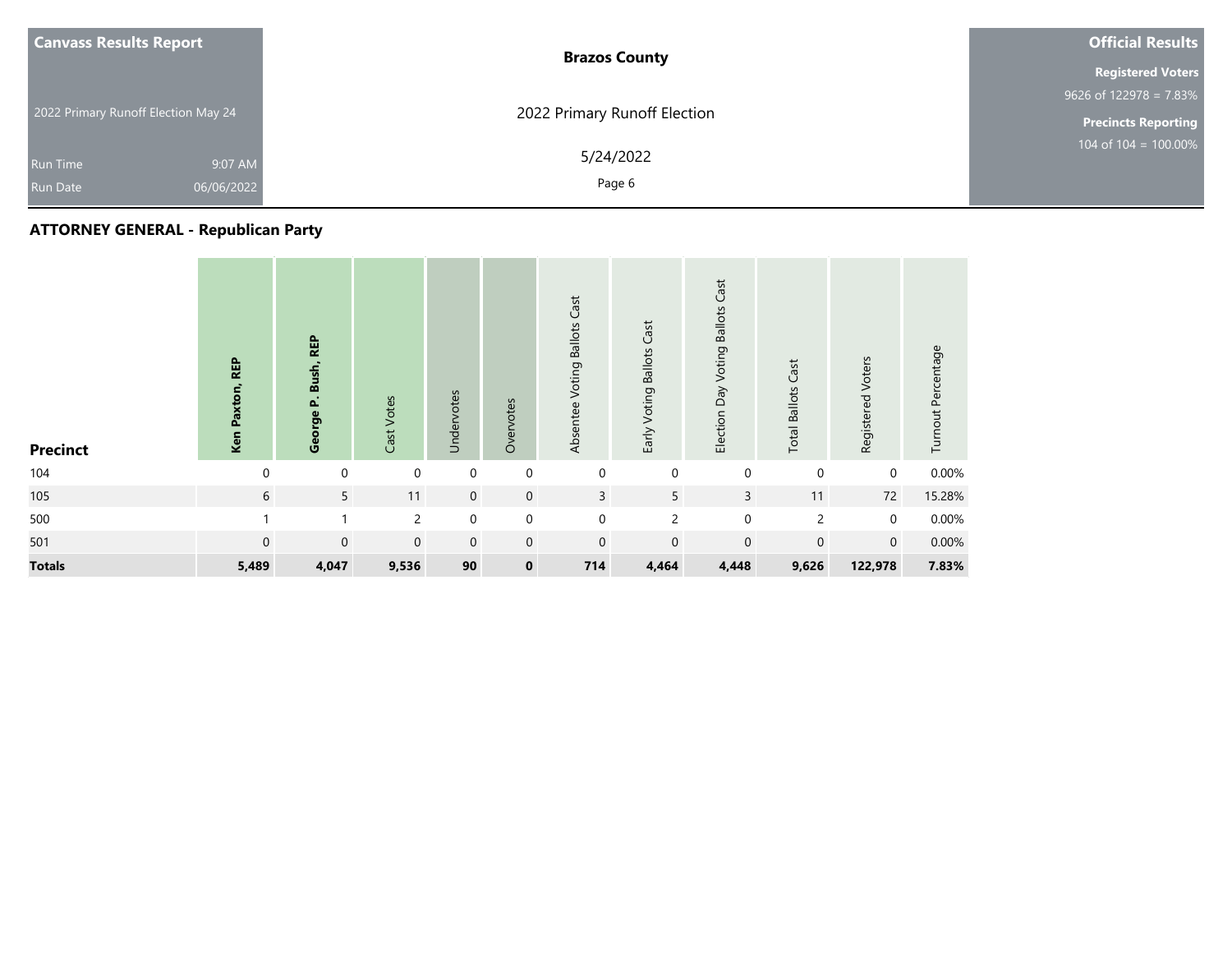| Canvass Results Report | Brazos County | Official Results |
|---|---|---|
| 2022 Primary Runoff Election May 24 | 2022 Primary Runoff Election | **Registered Voters** 9626 of 122978 = 7.83% |
| Run Time 9:07 AM | 5/24/2022 | **Precincts Reporting** 104 of 104 = 100.00% |
| Run Date 06/06/2022 | | |

## ATTORNEY GENERAL - Republican Party

| Precinct | **Ken Paxton, REP** | **George P. Bush, REP** | Cast Votes | Undervotes | Overvotes | Absentee Voting Ballots Cast | Early Voting Ballots Cast | Election Day Voting Ballots Cast | Total Ballots Cast | Registered Voters | Turnout Percentage |
|---|---|---|---|---|---|---|---|---|---|---|---|
| 104 | 0 | 0 | 0 | 0 | 0 | 0 | 0 | 0 | 0 | 0 | 0.00% |
| 105 | 6 | 5 | 11 | 0 | 0 | 3 | 5 | 3 | 11 | 72 | 15.28% |
| 500 | 1 | 1 | 2 | 0 | 0 | 0 | 2 | 0 | 2 | 0 | 0.00% |
| 501 | 0 | 0 | 0 | 0 | 0 | 0 | 0 | 0 | 0 | 0 | 0.00% |
| **Totals** | **5,489** | **4,047** | **9,536** | **90** | **0** | **714** | **4,464** | **4,448** | **9,626** | **122,978** | **7.83%** |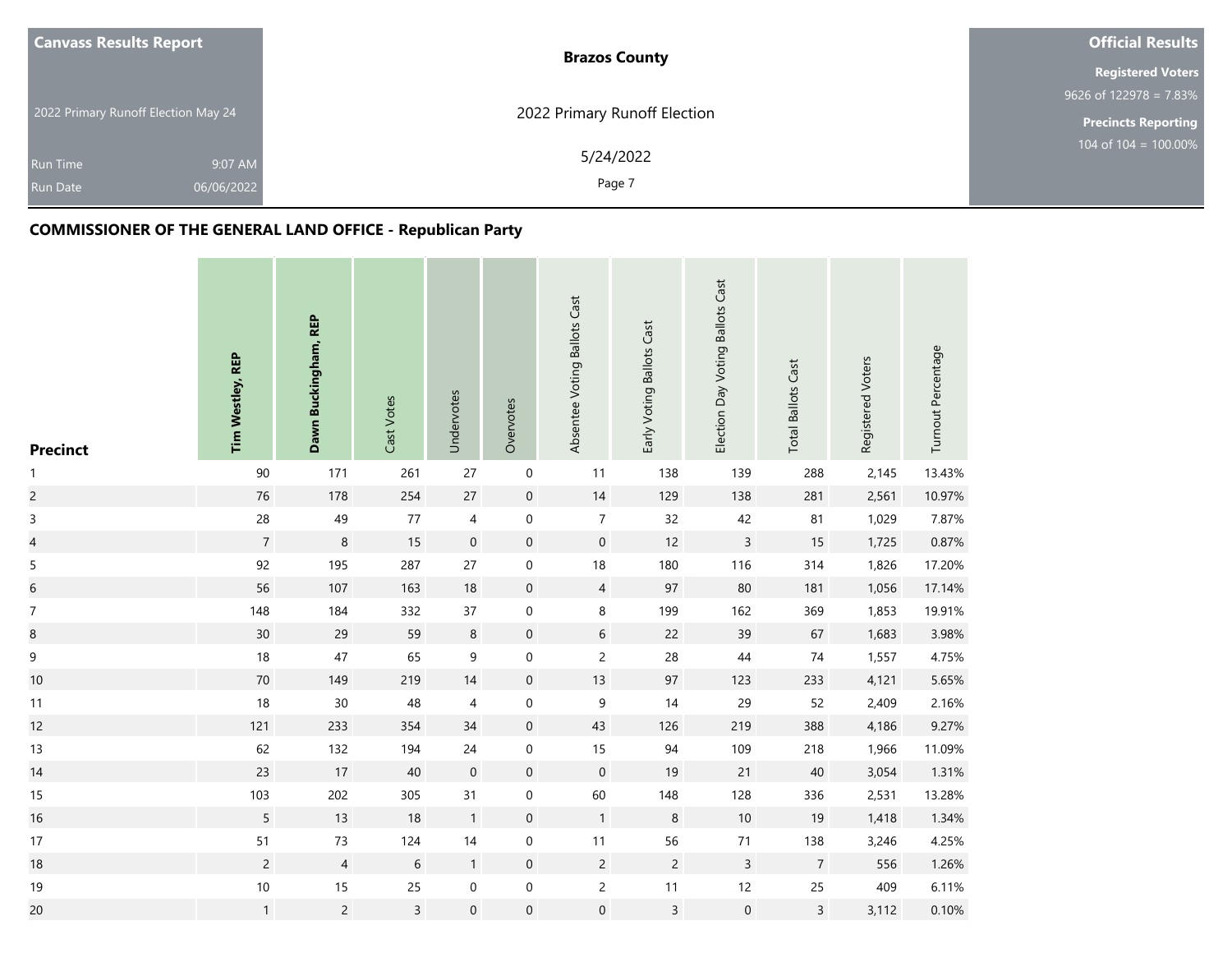Canvass Results Report

2022 Primary Runoff Election May 24

Run Time 9:07 AM

Run Date 06/06/2022

**Brazos County**

2022 Primary Runoff Election

5/24/2022

**Official Results**

**Registered Voters**

9626 of 122978 = 7.83%

**Precincts Reporting**

104 of 104 = 100.00%

## COMMISSIONER OF THE GENERAL LAND OFFICE - Republican Party

| Precinct | Tim Westley, REP | Dawn Buckingham, REP | Cast Votes | Undervotes | Overvotes | Absentee Voting Ballots Cast | Early Voting Ballots Cast | Election Day Voting Ballots Cast | Total Ballots Cast | Registered Voters | Turnout Percentage |
|---|---|---|---|---|---|---|---|---|---|---|---|
| 1 | 90 | 171 | 261 | 27 | 0 | 11 | 138 | 139 | 288 | 2,145 | 13.43% |
| 2 | 76 | 178 | 254 | 27 | 0 | 14 | 129 | 138 | 281 | 2,561 | 10.97% |
| 3 | 28 | 49 | 77 | 4 | 0 | 7 | 32 | 42 | 81 | 1,029 | 7.87% |
| 4 | 7 | 8 | 15 | 0 | 0 | 0 | 12 | 3 | 15 | 1,725 | 0.87% |
| 5 | 92 | 195 | 287 | 27 | 0 | 18 | 180 | 116 | 314 | 1,826 | 17.20% |
| 6 | 56 | 107 | 163 | 18 | 0 | 4 | 97 | 80 | 181 | 1,056 | 17.14% |
| 7 | 148 | 184 | 332 | 37 | 0 | 8 | 199 | 162 | 369 | 1,853 | 19.91% |
| 8 | 30 | 29 | 59 | 8 | 0 | 6 | 22 | 39 | 67 | 1,683 | 3.98% |
| 9 | 18 | 47 | 65 | 9 | 0 | 2 | 28 | 44 | 74 | 1,557 | 4.75% |
| 10 | 70 | 149 | 219 | 14 | 0 | 13 | 97 | 123 | 233 | 4,121 | 5.65% |
| 11 | 18 | 30 | 48 | 4 | 0 | 9 | 14 | 29 | 52 | 2,409 | 2.16% |
| 12 | 121 | 233 | 354 | 34 | 0 | 43 | 126 | 219 | 388 | 4,186 | 9.27% |
| 13 | 62 | 132 | 194 | 24 | 0 | 15 | 94 | 109 | 218 | 1,966 | 11.09% |
| 14 | 23 | 17 | 40 | 0 | 0 | 0 | 19 | 21 | 40 | 3,054 | 1.31% |
| 15 | 103 | 202 | 305 | 31 | 0 | 60 | 148 | 128 | 336 | 2,531 | 13.28% |
| 16 | 5 | 13 | 18 | 1 | 0 | 1 | 8 | 10 | 19 | 1,418 | 1.34% |
| 17 | 51 | 73 | 124 | 14 | 0 | 11 | 56 | 71 | 138 | 3,246 | 4.25% |
| 18 | 2 | 4 | 6 | 1 | 0 | 2 | 2 | 3 | 7 | 556 | 1.26% |
| 19 | 10 | 15 | 25 | 0 | 0 | 2 | 11 | 12 | 25 | 409 | 6.11% |
| 20 | 1 | 2 | 3 | 0 | 0 | 0 | 3 | 0 | 3 | 3,112 | 0.10% |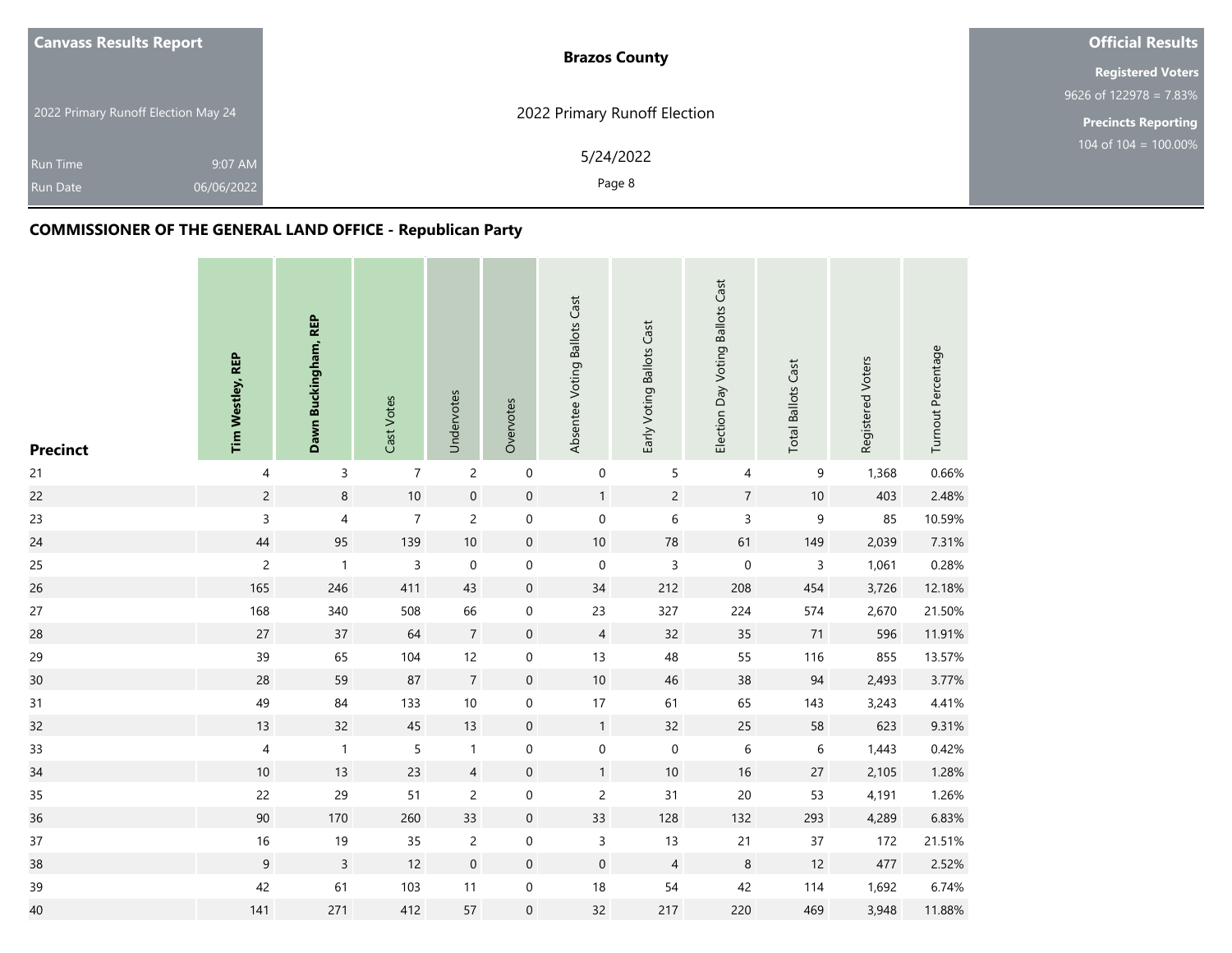Canvass Results Report

2022 Primary Runoff Election May 24

Run Time 9:07 AM

Run Date 06/06/2022

**Brazos County**

2022 Primary Runoff Election

5/24/2022

**Official Results**

**Registered Voters**

9626 of 122978 = 7.83%

**Precincts Reporting**

104 of 104 = 100.00%

## COMMISSIONER OF THE GENERAL LAND OFFICE - Republican Party

| Precinct | Tim Westley, REP | Dawn Buckingham, REP | Cast Votes | Undervotes | Overvotes | Absentee Voting Ballots Cast | Early Voting Ballots Cast | Election Day Voting Ballots Cast | Total Ballots Cast | Registered Voters | Turnout Percentage |
|---|---|---|---|---|---|---|---|---|---|---|---|
| 21 | 4 | 3 | 7 | 2 | 0 | 0 | 5 | 4 | 9 | 1,368 | 0.66% |
| 22 | 2 | 8 | 10 | 0 | 0 | 1 | 2 | 7 | 10 | 403 | 2.48% |
| 23 | 3 | 4 | 7 | 2 | 0 | 0 | 6 | 3 | 9 | 85 | 10.59% |
| 24 | 44 | 95 | 139 | 10 | 0 | 10 | 78 | 61 | 149 | 2,039 | 7.31% |
| 25 | 2 | 1 | 3 | 0 | 0 | 0 | 3 | 0 | 3 | 1,061 | 0.28% |
| 26 | 165 | 246 | 411 | 43 | 0 | 34 | 212 | 208 | 454 | 3,726 | 12.18% |
| 27 | 168 | 340 | 508 | 66 | 0 | 23 | 327 | 224 | 574 | 2,670 | 21.50% |
| 28 | 27 | 37 | 64 | 7 | 0 | 4 | 32 | 35 | 71 | 596 | 11.91% |
| 29 | 39 | 65 | 104 | 12 | 0 | 13 | 48 | 55 | 116 | 855 | 13.57% |
| 30 | 28 | 59 | 87 | 7 | 0 | 10 | 46 | 38 | 94 | 2,493 | 3.77% |
| 31 | 49 | 84 | 133 | 10 | 0 | 17 | 61 | 65 | 143 | 3,243 | 4.41% |
| 32 | 13 | 32 | 45 | 13 | 0 | 1 | 32 | 25 | 58 | 623 | 9.31% |
| 33 | 4 | 1 | 5 | 1 | 0 | 0 | 0 | 6 | 6 | 1,443 | 0.42% |
| 34 | 10 | 13 | 23 | 4 | 0 | 1 | 10 | 16 | 27 | 2,105 | 1.28% |
| 35 | 22 | 29 | 51 | 2 | 0 | 2 | 31 | 20 | 53 | 4,191 | 1.26% |
| 36 | 90 | 170 | 260 | 33 | 0 | 33 | 128 | 132 | 293 | 4,289 | 6.83% |
| 37 | 16 | 19 | 35 | 2 | 0 | 3 | 13 | 21 | 37 | 172 | 21.51% |
| 38 | 9 | 3 | 12 | 0 | 0 | 0 | 4 | 8 | 12 | 477 | 2.52% |
| 39 | 42 | 61 | 103 | 11 | 0 | 18 | 54 | 42 | 114 | 1,692 | 6.74% |
| 40 | 141 | 271 | 412 | 57 | 0 | 32 | 217 | 220 | 469 | 3,948 | 11.88% |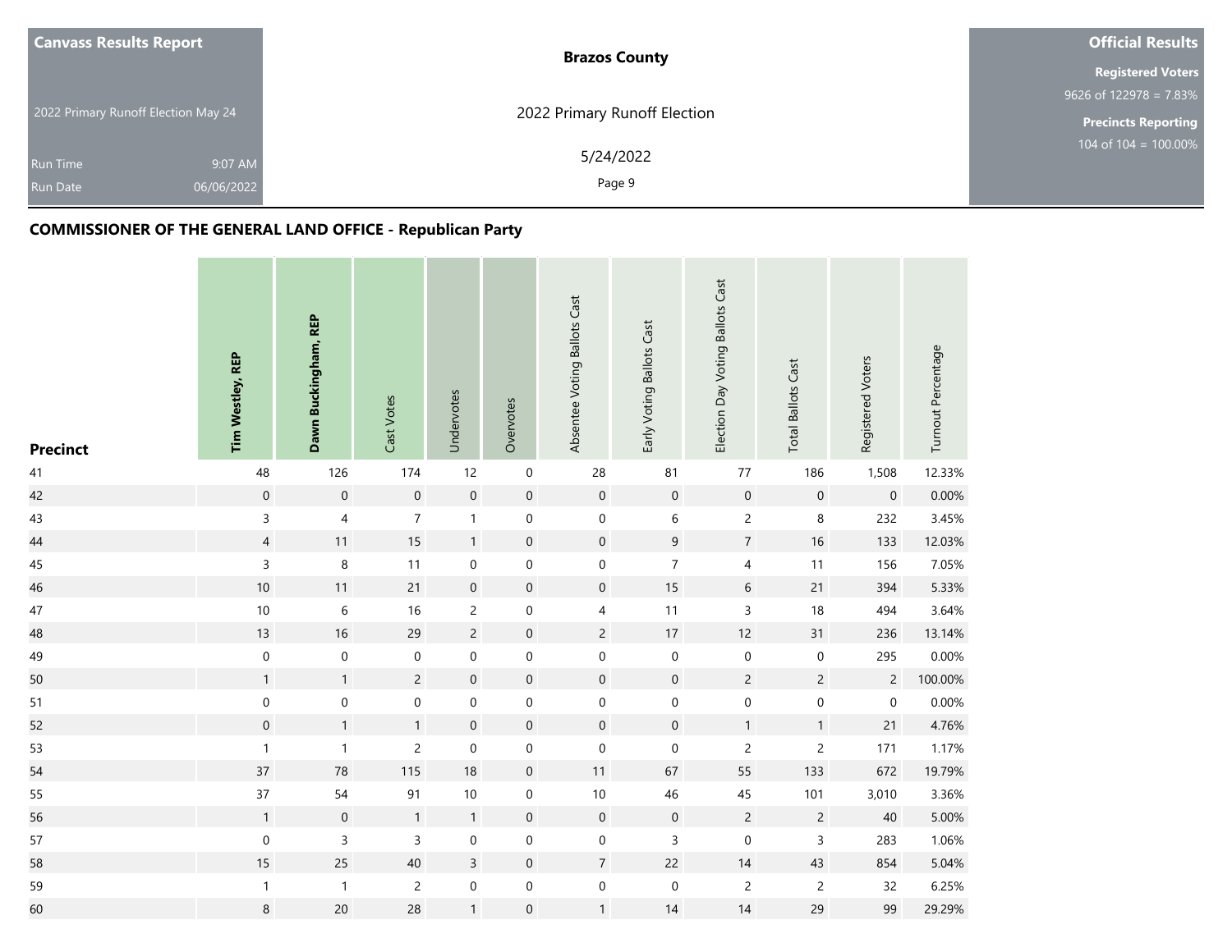| Canvass Results Report | Brazos County | Official Results |
|---|---|---|
| 2022 Primary Runoff Election May 24 | 2022 Primary Runoff Election | Registered Voters 9626 of 122978 = 7.83% |
| Run Time 9:07 AM | 5/24/2022 | Precincts Reporting 104 of 104 = 100.00% |
| Run Date 06/06/2022 | | |

## COMMISSIONER OF THE GENERAL LAND OFFICE - Republican Party

| Precinct | Tim Westley, REP | Dawn Buckingham, REP | Cast Votes | Undervotes | Overvotes | Absentee Voting Ballots Cast | Early Voting Ballots Cast | Election Day Voting Ballots Cast | Total Ballots Cast | Registered Voters | Turnout Percentage |
|---|---|---|---|---|---|---|---|---|---|---|---|
| 41 | 48 | 126 | 174 | 12 | 0 | 28 | 81 | 77 | 186 | 1,508 | 12.33% |
| 42 | 0 | 0 | 0 | 0 | 0 | 0 | 0 | 0 | 0 | 0 | 0.00% |
| 43 | 3 | 4 | 7 | 1 | 0 | 0 | 6 | 2 | 8 | 232 | 3.45% |
| 44 | 4 | 11 | 15 | 1 | 0 | 0 | 9 | 7 | 16 | 133 | 12.03% |
| 45 | 3 | 8 | 11 | 0 | 0 | 0 | 7 | 4 | 11 | 156 | 7.05% |
| 46 | 10 | 11 | 21 | 0 | 0 | 0 | 15 | 6 | 21 | 394 | 5.33% |
| 47 | 10 | 6 | 16 | 2 | 0 | 4 | 11 | 3 | 18 | 494 | 3.64% |
| 48 | 13 | 16 | 29 | 2 | 0 | 2 | 17 | 12 | 31 | 236 | 13.14% |
| 49 | 0 | 0 | 0 | 0 | 0 | 0 | 0 | 0 | 0 | 295 | 0.00% |
| 50 | 1 | 1 | 2 | 0 | 0 | 0 | 0 | 2 | 2 | 2 | 100.00% |
| 51 | 0 | 0 | 0 | 0 | 0 | 0 | 0 | 0 | 0 | 0 | 0.00% |
| 52 | 0 | 1 | 1 | 0 | 0 | 0 | 0 | 1 | 1 | 21 | 4.76% |
| 53 | 1 | 1 | 2 | 0 | 0 | 0 | 0 | 2 | 2 | 171 | 1.17% |
| 54 | 37 | 78 | 115 | 18 | 0 | 11 | 67 | 55 | 133 | 672 | 19.79% |
| 55 | 37 | 54 | 91 | 10 | 0 | 10 | 46 | 45 | 101 | 3,010 | 3.36% |
| 56 | 1 | 0 | 1 | 1 | 0 | 0 | 0 | 2 | 2 | 40 | 5.00% |
| 57 | 0 | 3 | 3 | 0 | 0 | 0 | 3 | 0 | 3 | 283 | 1.06% |
| 58 | 15 | 25 | 40 | 3 | 0 | 7 | 22 | 14 | 43 | 854 | 5.04% |
| 59 | 1 | 1 | 2 | 0 | 0 | 0 | 0 | 2 | 2 | 32 | 6.25% |
| 60 | 8 | 20 | 28 | 1 | 0 | 1 | 14 | 14 | 29 | 99 | 29.29% |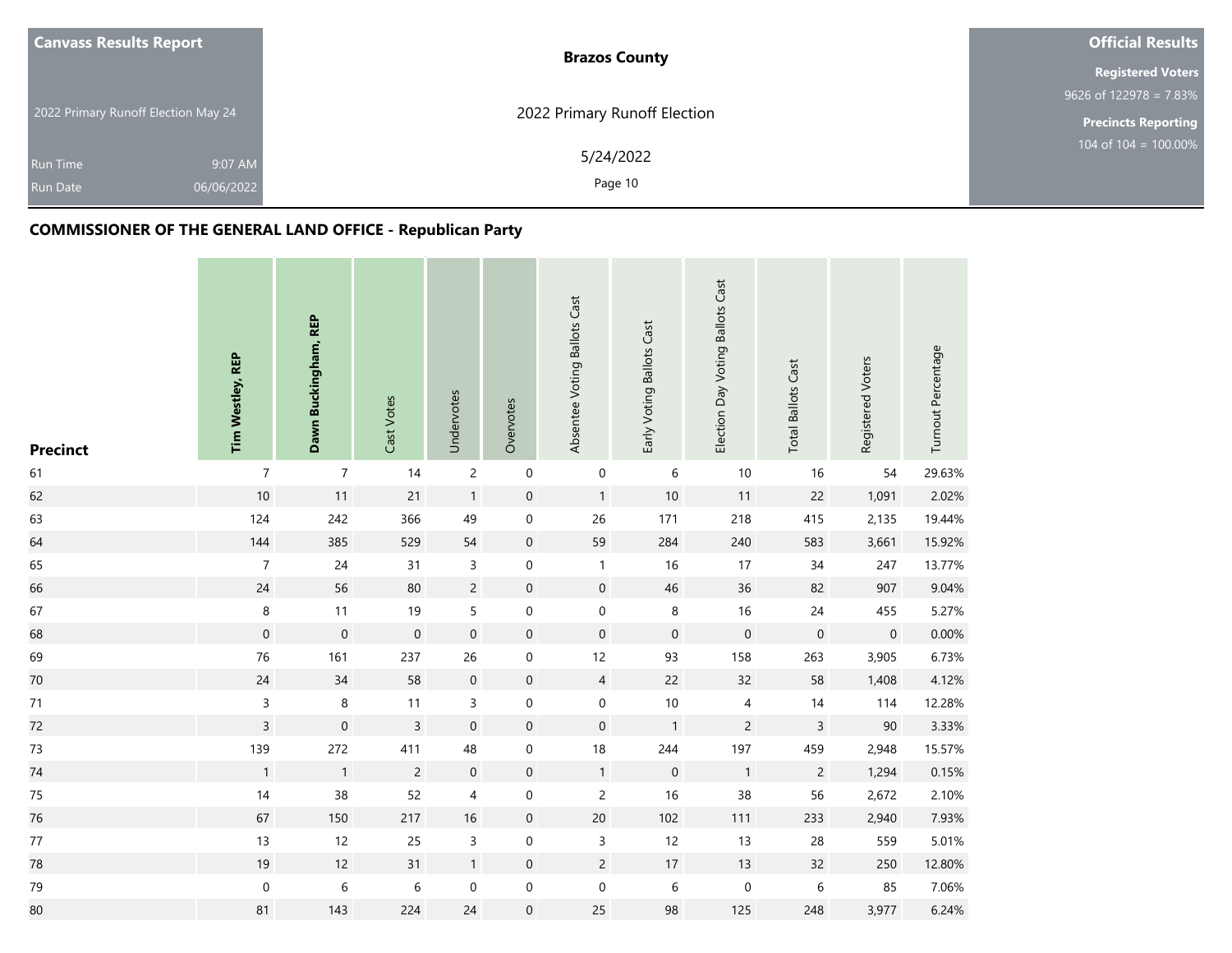Canvass Results Report

2022 Primary Runoff Election May 24

Run Time 9:07 AM

Run Date 06/06/2022

**Brazos County**

2022 Primary Runoff Election

5/24/2022

**Official Results**

**Registered Voters**

9626 of 122978 = 7.83%

**Precincts Reporting**

104 of 104 = 100.00%

## COMMISSIONER OF THE GENERAL LAND OFFICE - Republican Party

| Precinct | Tim Westley, REP | Dawn Buckingham, REP | Cast Votes | Undervotes | Overvotes | Absentee Voting Ballots Cast | Early Voting Ballots Cast | Election Day Voting Ballots Cast | Total Ballots Cast | Registered Voters | Turnout Percentage |
|---|---|---|---|---|---|---|---|---|---|---|---|
| 61 | 7 | 7 | 14 | 2 | 0 | 0 | 6 | 10 | 16 | 54 | 29.63% |
| 62 | 10 | 11 | 21 | 1 | 0 | 1 | 10 | 11 | 22 | 1,091 | 2.02% |
| 63 | 124 | 242 | 366 | 49 | 0 | 26 | 171 | 218 | 415 | 2,135 | 19.44% |
| 64 | 144 | 385 | 529 | 54 | 0 | 59 | 284 | 240 | 583 | 3,661 | 15.92% |
| 65 | 7 | 24 | 31 | 3 | 0 | 1 | 16 | 17 | 34 | 247 | 13.77% |
| 66 | 24 | 56 | 80 | 2 | 0 | 0 | 46 | 36 | 82 | 907 | 9.04% |
| 67 | 8 | 11 | 19 | 5 | 0 | 0 | 8 | 16 | 24 | 455 | 5.27% |
| 68 | 0 | 0 | 0 | 0 | 0 | 0 | 0 | 0 | 0 | 0 | 0.00% |
| 69 | 76 | 161 | 237 | 26 | 0 | 12 | 93 | 158 | 263 | 3,905 | 6.73% |
| 70 | 24 | 34 | 58 | 0 | 0 | 4 | 22 | 32 | 58 | 1,408 | 4.12% |
| 71 | 3 | 8 | 11 | 3 | 0 | 0 | 10 | 4 | 14 | 114 | 12.28% |
| 72 | 3 | 0 | 3 | 0 | 0 | 0 | 1 | 2 | 3 | 90 | 3.33% |
| 73 | 139 | 272 | 411 | 48 | 0 | 18 | 244 | 197 | 459 | 2,948 | 15.57% |
| 74 | 1 | 1 | 2 | 0 | 0 | 1 | 0 | 1 | 2 | 1,294 | 0.15% |
| 75 | 14 | 38 | 52 | 4 | 0 | 2 | 16 | 38 | 56 | 2,672 | 2.10% |
| 76 | 67 | 150 | 217 | 16 | 0 | 20 | 102 | 111 | 233 | 2,940 | 7.93% |
| 77 | 13 | 12 | 25 | 3 | 0 | 3 | 12 | 13 | 28 | 559 | 5.01% |
| 78 | 19 | 12 | 31 | 1 | 0 | 2 | 17 | 13 | 32 | 250 | 12.80% |
| 79 | 0 | 6 | 6 | 0 | 0 | 0 | 6 | 0 | 6 | 85 | 7.06% |
| 80 | 81 | 143 | 224 | 24 | 0 | 25 | 98 | 125 | 248 | 3,977 | 6.24% |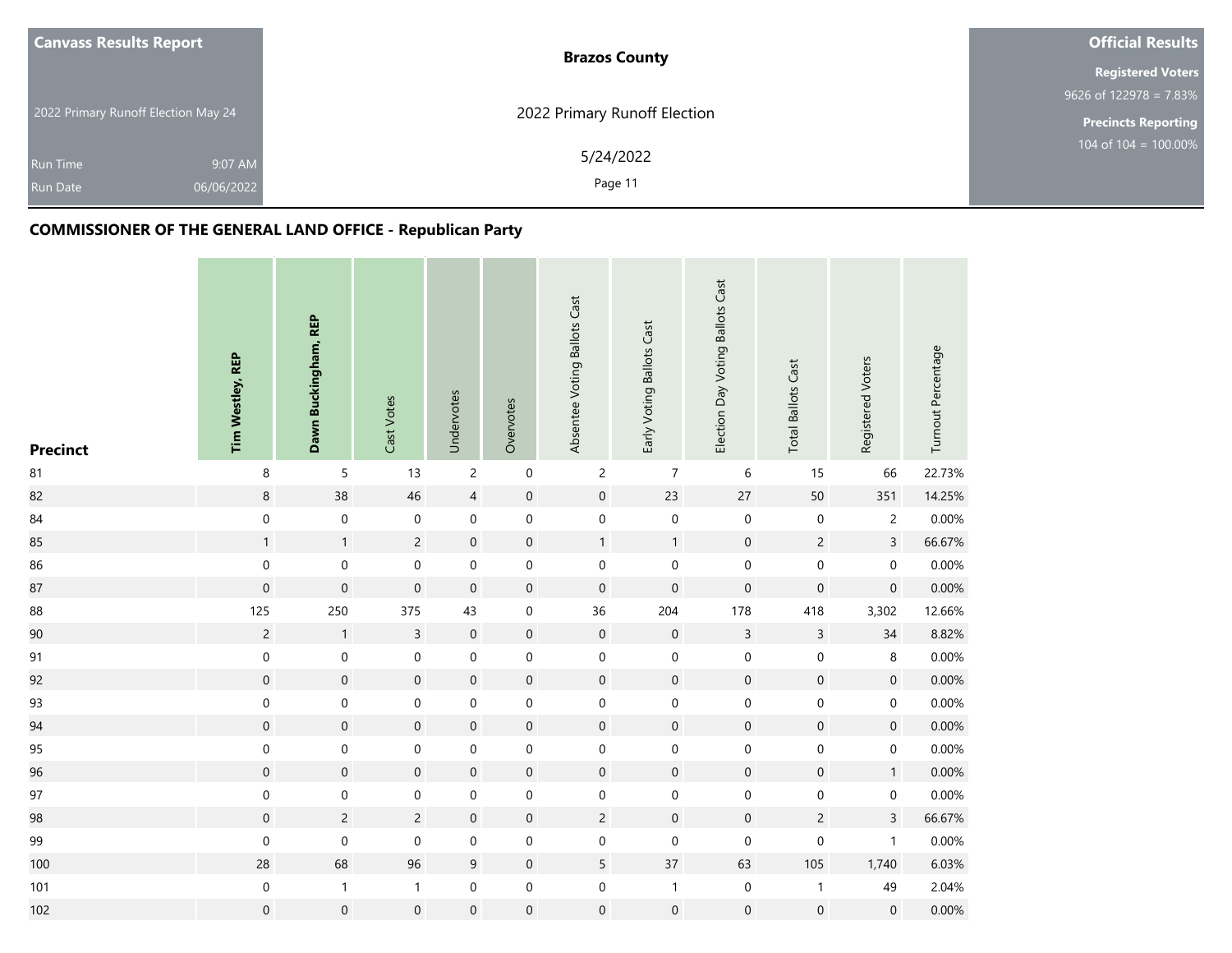| Canvass Results Report | Brazos County | Official Results |
| --- | --- | --- |
| 2022 Primary Runoff Election May 24 | 2022 Primary Runoff Election | Registered Voters 9626 of 122978 = 7.83% |
| Run Time 9:07 AM | 5/24/2022 | Precincts Reporting 104 of 104 = 100.00% |
| Run Date 06/06/2022 | | |

## COMMISSIONER OF THE GENERAL LAND OFFICE - Republican Party

| Precinct | Tim Westley, REP | Dawn Buckingham, REP | Cast Votes | Undervotes | Overvotes | Absentee Voting Ballots Cast | Early Voting Ballots Cast | Election Day Voting Ballots Cast | Total Ballots Cast | Registered Voters | Turnout Percentage |
| --- | --- | --- | --- | --- | --- | --- | --- | --- | --- | --- | --- |
| 81 | 8 | 5 | 13 | 2 | 0 | 2 | 7 | 6 | 15 | 66 | 22.73% |
| 82 | 8 | 38 | 46 | 4 | 0 | 0 | 23 | 27 | 50 | 351 | 14.25% |
| 84 | 0 | 0 | 0 | 0 | 0 | 0 | 0 | 0 | 0 | 2 | 0.00% |
| 85 | 1 | 1 | 2 | 0 | 0 | 1 | 1 | 0 | 2 | 3 | 66.67% |
| 86 | 0 | 0 | 0 | 0 | 0 | 0 | 0 | 0 | 0 | 0 | 0.00% |
| 87 | 0 | 0 | 0 | 0 | 0 | 0 | 0 | 0 | 0 | 0 | 0.00% |
| 88 | 125 | 250 | 375 | 43 | 0 | 36 | 204 | 178 | 418 | 3,302 | 12.66% |
| 90 | 2 | 1 | 3 | 0 | 0 | 0 | 0 | 3 | 3 | 34 | 8.82% |
| 91 | 0 | 0 | 0 | 0 | 0 | 0 | 0 | 0 | 0 | 8 | 0.00% |
| 92 | 0 | 0 | 0 | 0 | 0 | 0 | 0 | 0 | 0 | 0 | 0.00% |
| 93 | 0 | 0 | 0 | 0 | 0 | 0 | 0 | 0 | 0 | 0 | 0.00% |
| 94 | 0 | 0 | 0 | 0 | 0 | 0 | 0 | 0 | 0 | 0 | 0.00% |
| 95 | 0 | 0 | 0 | 0 | 0 | 0 | 0 | 0 | 0 | 0 | 0.00% |
| 96 | 0 | 0 | 0 | 0 | 0 | 0 | 0 | 0 | 0 | 1 | 0.00% |
| 97 | 0 | 0 | 0 | 0 | 0 | 0 | 0 | 0 | 0 | 0 | 0.00% |
| 98 | 0 | 2 | 2 | 0 | 0 | 2 | 0 | 0 | 2 | 3 | 66.67% |
| 99 | 0 | 0 | 0 | 0 | 0 | 0 | 0 | 0 | 0 | 1 | 0.00% |
| 100 | 28 | 68 | 96 | 9 | 0 | 5 | 37 | 63 | 105 | 1,740 | 6.03% |
| 101 | 0 | 1 | 1 | 0 | 0 | 0 | 1 | 0 | 1 | 49 | 2.04% |
| 102 | 0 | 0 | 0 | 0 | 0 | 0 | 0 | 0 | 0 | 0 | 0.00% |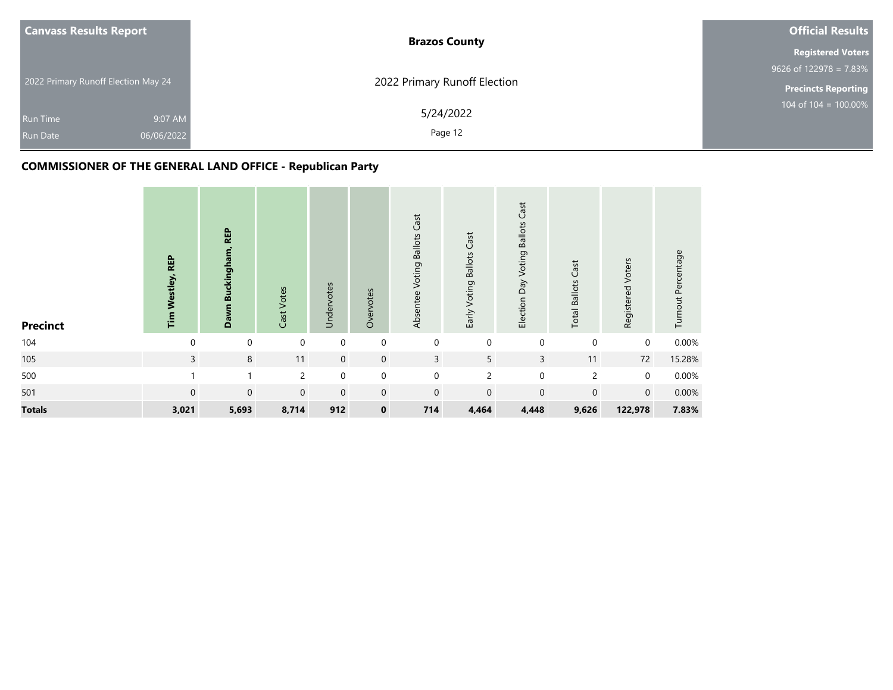**Canvass Results Report**

2022 Primary Runoff Election May 24

Run Time 9:07 AM

Run Date 06/06/2022

**Brazos County**

2022 Primary Runoff Election

5/24/2022

**Official Results**

**Registered Voters**

9626 of 122978 = 7.83%

**Precincts Reporting**

104 of 104 = 100.00%

## COMMISSIONER OF THE GENERAL LAND OFFICE - Republican Party

| Precinct | Tim Westley, REP | Dawn Buckingham, REP | Cast Votes | Undervotes | Overvotes | Absentee Voting Ballots Cast | Early Voting Ballots Cast | Election Day Voting Ballots Cast | Total Ballots Cast | Registered Voters | Turnout Percentage |
|---|---|---|---|---|---|---|---|---|---|---|---|
| 104 | 0 | 0 | 0 | 0 | 0 | 0 | 0 | 0 | 0 | 0 | 0.00% |
| 105 | 3 | 8 | 11 | 0 | 0 | 3 | 5 | 3 | 11 | 72 | 15.28% |
| 500 | 1 | 1 | 2 | 0 | 0 | 0 | 2 | 0 | 2 | 0 | 0.00% |
| 501 | 0 | 0 | 0 | 0 | 0 | 0 | 0 | 0 | 0 | 0 | 0.00% |
| **Totals** | **3,021** | **5,693** | **8,714** | **912** | **0** | **714** | **4,464** | **4,448** | **9,626** | **122,978** | **7.83%** |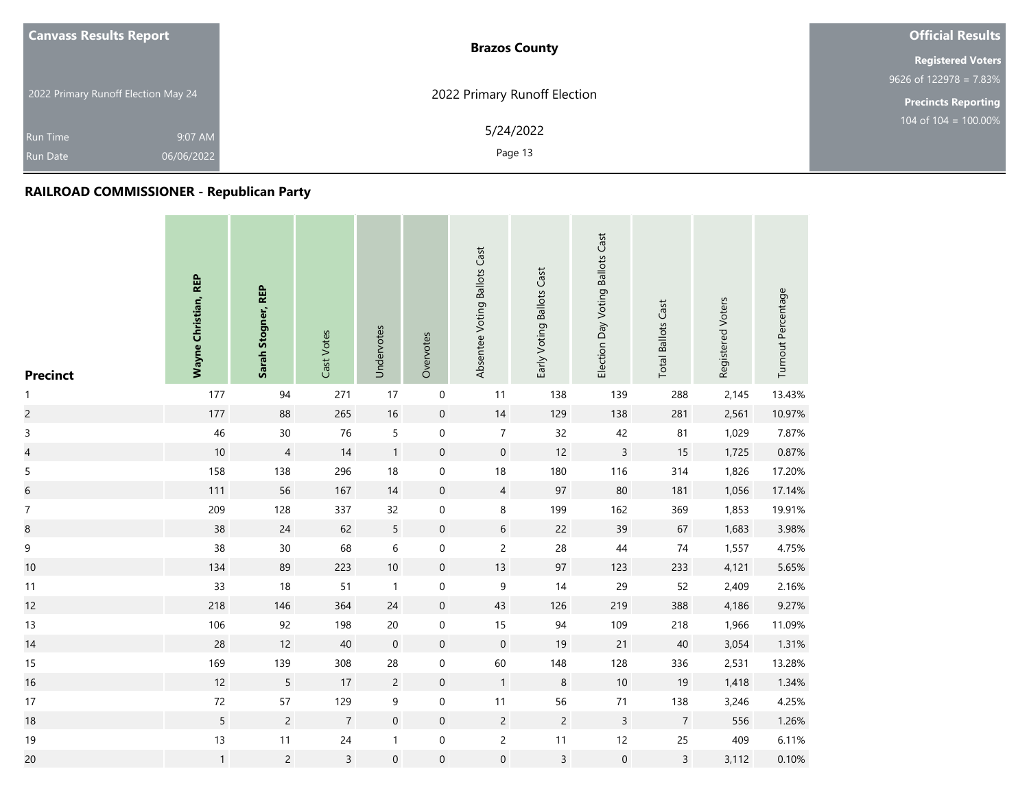**Canvass Results Report**

2022 Primary Runoff Election May 24

Run Time 9:07 AM

Run Date 06/06/2022

**Brazos County**

2022 Primary Runoff Election

5/24/2022

**Official Results**

**Registered Voters**

9626 of 122978 = 7.83%

**Precincts Reporting**

104 of 104 = 100.00%

## RAILROAD COMMISSIONER - Republican Party

| Precinct | Wayne Christian, REP | Sarah Stogner, REP | Cast Votes | Undervotes | Overvotes | Absentee Voting Ballots Cast | Early Voting Ballots Cast | Election Day Voting Ballots Cast | Total Ballots Cast | Registered Voters | Turnout Percentage |
|---|---|---|---|---|---|---|---|---|---|---|---|
| 1 | 177 | 94 | 271 | 17 | 0 | 11 | 138 | 139 | 288 | 2,145 | 13.43% |
| 2 | 177 | 88 | 265 | 16 | 0 | 14 | 129 | 138 | 281 | 2,561 | 10.97% |
| 3 | 46 | 30 | 76 | 5 | 0 | 7 | 32 | 42 | 81 | 1,029 | 7.87% |
| 4 | 10 | 4 | 14 | 1 | 0 | 0 | 12 | 3 | 15 | 1,725 | 0.87% |
| 5 | 158 | 138 | 296 | 18 | 0 | 18 | 180 | 116 | 314 | 1,826 | 17.20% |
| 6 | 111 | 56 | 167 | 14 | 0 | 4 | 97 | 80 | 181 | 1,056 | 17.14% |
| 7 | 209 | 128 | 337 | 32 | 0 | 8 | 199 | 162 | 369 | 1,853 | 19.91% |
| 8 | 38 | 24 | 62 | 5 | 0 | 6 | 22 | 39 | 67 | 1,683 | 3.98% |
| 9 | 38 | 30 | 68 | 6 | 0 | 2 | 28 | 44 | 74 | 1,557 | 4.75% |
| 10 | 134 | 89 | 223 | 10 | 0 | 13 | 97 | 123 | 233 | 4,121 | 5.65% |
| 11 | 33 | 18 | 51 | 1 | 0 | 9 | 14 | 29 | 52 | 2,409 | 2.16% |
| 12 | 218 | 146 | 364 | 24 | 0 | 43 | 126 | 219 | 388 | 4,186 | 9.27% |
| 13 | 106 | 92 | 198 | 20 | 0 | 15 | 94 | 109 | 218 | 1,966 | 11.09% |
| 14 | 28 | 12 | 40 | 0 | 0 | 0 | 19 | 21 | 40 | 3,054 | 1.31% |
| 15 | 169 | 139 | 308 | 28 | 0 | 60 | 148 | 128 | 336 | 2,531 | 13.28% |
| 16 | 12 | 5 | 17 | 2 | 0 | 1 | 8 | 10 | 19 | 1,418 | 1.34% |
| 17 | 72 | 57 | 129 | 9 | 0 | 11 | 56 | 71 | 138 | 3,246 | 4.25% |
| 18 | 5 | 2 | 7 | 0 | 0 | 2 | 2 | 3 | 7 | 556 | 1.26% |
| 19 | 13 | 11 | 24 | 1 | 0 | 2 | 11 | 12 | 25 | 409 | 6.11% |
| 20 | 1 | 2 | 3 | 0 | 0 | 0 | 3 | 0 | 3 | 3,112 | 0.10% |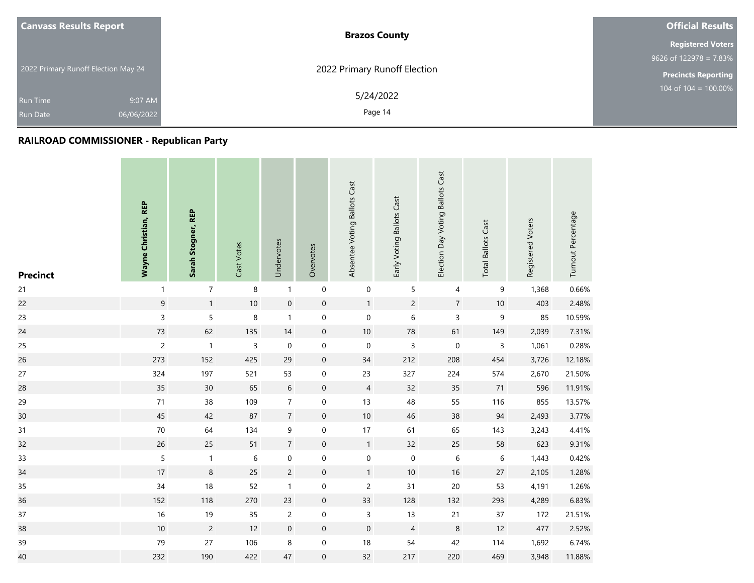Canvass Results Report

2022 Primary Runoff Election May 24

Run Time 9:07 AM

Run Date 06/06/2022

Brazos County

2022 Primary Runoff Election

5/24/2022

Official Results

Registered Voters

9626 of 122978 = 7.83%

Precincts Reporting

104 of 104 = 100.00%

## RAILROAD COMMISSIONER - Republican Party

| Precinct | Wayne Christian, REP | Sarah Stogner, REP | Cast Votes | Undervotes | Overvotes | Absentee Voting Ballots Cast | Early Voting Ballots Cast | Election Day Voting Ballots Cast | Total Ballots Cast | Registered Voters | Turnout Percentage |
|---|---|---|---|---|---|---|---|---|---|---|---|
| 21 | 1 | 7 | 8 | 1 | 0 | 0 | 5 | 4 | 9 | 1,368 | 0.66% |
| 22 | 9 | 1 | 10 | 0 | 0 | 1 | 2 | 7 | 10 | 403 | 2.48% |
| 23 | 3 | 5 | 8 | 1 | 0 | 0 | 6 | 3 | 9 | 85 | 10.59% |
| 24 | 73 | 62 | 135 | 14 | 0 | 10 | 78 | 61 | 149 | 2,039 | 7.31% |
| 25 | 2 | 1 | 3 | 0 | 0 | 0 | 3 | 0 | 3 | 1,061 | 0.28% |
| 26 | 273 | 152 | 425 | 29 | 0 | 34 | 212 | 208 | 454 | 3,726 | 12.18% |
| 27 | 324 | 197 | 521 | 53 | 0 | 23 | 327 | 224 | 574 | 2,670 | 21.50% |
| 28 | 35 | 30 | 65 | 6 | 0 | 4 | 32 | 35 | 71 | 596 | 11.91% |
| 29 | 71 | 38 | 109 | 7 | 0 | 13 | 48 | 55 | 116 | 855 | 13.57% |
| 30 | 45 | 42 | 87 | 7 | 0 | 10 | 46 | 38 | 94 | 2,493 | 3.77% |
| 31 | 70 | 64 | 134 | 9 | 0 | 17 | 61 | 65 | 143 | 3,243 | 4.41% |
| 32 | 26 | 25 | 51 | 7 | 0 | 1 | 32 | 25 | 58 | 623 | 9.31% |
| 33 | 5 | 1 | 6 | 0 | 0 | 0 | 0 | 6 | 6 | 1,443 | 0.42% |
| 34 | 17 | 8 | 25 | 2 | 0 | 1 | 10 | 16 | 27 | 2,105 | 1.28% |
| 35 | 34 | 18 | 52 | 1 | 0 | 2 | 31 | 20 | 53 | 4,191 | 1.26% |
| 36 | 152 | 118 | 270 | 23 | 0 | 33 | 128 | 132 | 293 | 4,289 | 6.83% |
| 37 | 16 | 19 | 35 | 2 | 0 | 3 | 13 | 21 | 37 | 172 | 21.51% |
| 38 | 10 | 2 | 12 | 0 | 0 | 0 | 4 | 8 | 12 | 477 | 2.52% |
| 39 | 79 | 27 | 106 | 8 | 0 | 18 | 54 | 42 | 114 | 1,692 | 6.74% |
| 40 | 232 | 190 | 422 | 47 | 0 | 32 | 217 | 220 | 469 | 3,948 | 11.88% |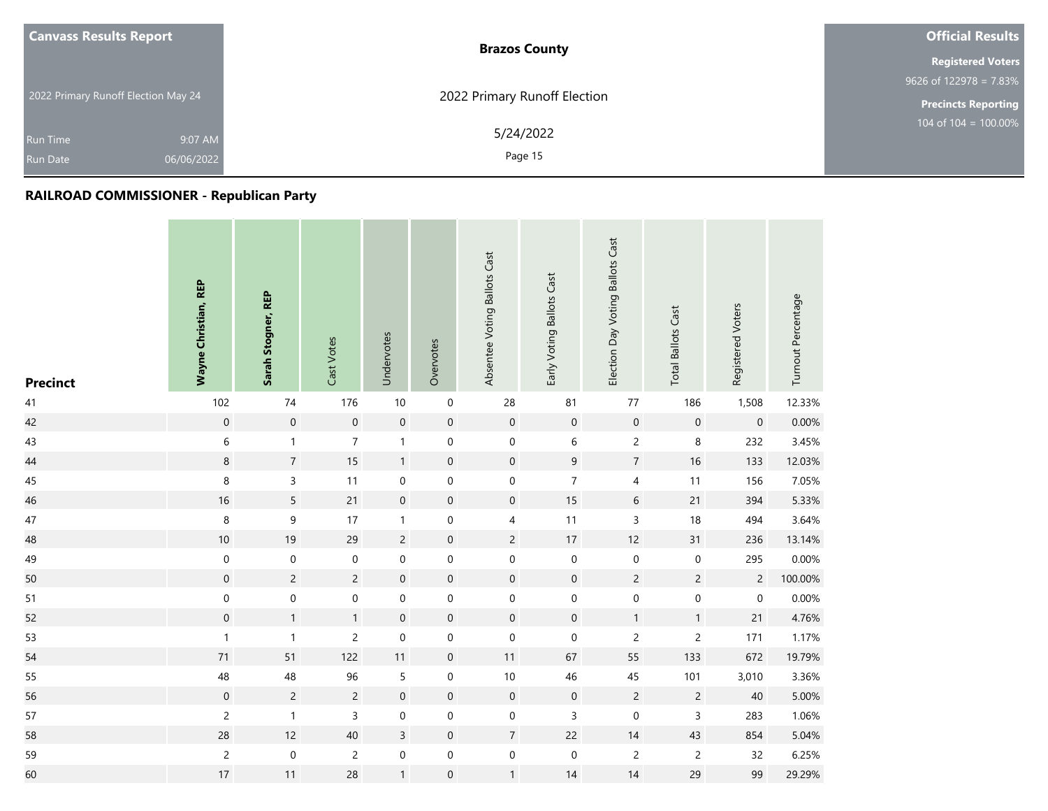## RAILROAD COMMISSIONER - Republican Party

| Precinct | Wayne Christian, REP | Sarah Stogner, REP | Cast Votes | Undervotes | Overvotes | Absentee Voting Ballots Cast | Early Voting Ballots Cast | Election Day Voting Ballots Cast | Total Ballots Cast | Registered Voters | Turnout Percentage |
|---|---|---|---|---|---|---|---|---|---|---|---|
| 41 | 102 | 74 | 176 | 10 | 0 | 28 | 81 | 77 | 186 | 1,508 | 12.33% |
| 42 | 0 | 0 | 0 | 0 | 0 | 0 | 0 | 0 | 0 | 0 | 0.00% |
| 43 | 6 | 1 | 7 | 1 | 0 | 0 | 6 | 2 | 8 | 232 | 3.45% |
| 44 | 8 | 7 | 15 | 1 | 0 | 0 | 9 | 7 | 16 | 133 | 12.03% |
| 45 | 8 | 3 | 11 | 0 | 0 | 0 | 7 | 4 | 11 | 156 | 7.05% |
| 46 | 16 | 5 | 21 | 0 | 0 | 0 | 15 | 6 | 21 | 394 | 5.33% |
| 47 | 8 | 9 | 17 | 1 | 0 | 4 | 11 | 3 | 18 | 494 | 3.64% |
| 48 | 10 | 19 | 29 | 2 | 0 | 2 | 17 | 12 | 31 | 236 | 13.14% |
| 49 | 0 | 0 | 0 | 0 | 0 | 0 | 0 | 0 | 0 | 295 | 0.00% |
| 50 | 0 | 2 | 2 | 0 | 0 | 0 | 0 | 2 | 2 | 2 | 100.00% |
| 51 | 0 | 0 | 0 | 0 | 0 | 0 | 0 | 0 | 0 | 0 | 0.00% |
| 52 | 0 | 1 | 1 | 0 | 0 | 0 | 0 | 1 | 1 | 21 | 4.76% |
| 53 | 1 | 1 | 2 | 0 | 0 | 0 | 0 | 2 | 2 | 171 | 1.17% |
| 54 | 71 | 51 | 122 | 11 | 0 | 11 | 67 | 55 | 133 | 672 | 19.79% |
| 55 | 48 | 48 | 96 | 5 | 0 | 10 | 46 | 45 | 101 | 3,010 | 3.36% |
| 56 | 0 | 2 | 2 | 0 | 0 | 0 | 0 | 2 | 2 | 40 | 5.00% |
| 57 | 2 | 1 | 3 | 0 | 0 | 0 | 3 | 0 | 3 | 283 | 1.06% |
| 58 | 28 | 12 | 40 | 3 | 0 | 7 | 22 | 14 | 43 | 854 | 5.04% |
| 59 | 2 | 0 | 2 | 0 | 0 | 0 | 0 | 2 | 2 | 32 | 6.25% |
| 60 | 17 | 11 | 28 | 1 | 0 | 1 | 14 | 14 | 29 | 99 | 29.29% |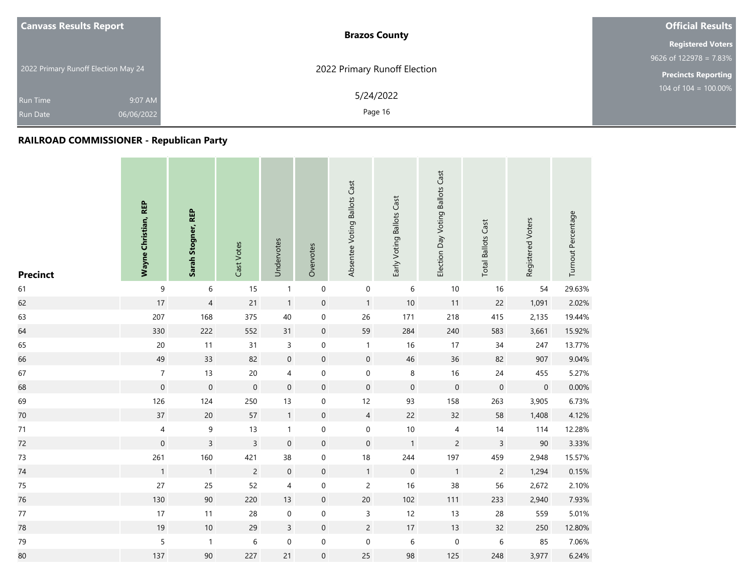**Canvass Results Report**

2022 Primary Runoff Election May 24

Run Time 9:07 AM
Run Date 06/06/2022

**Brazos County**

2022 Primary Runoff Election

5/24/2022

**Official Results**

**Registered Voters**
9626 of 122978 = 7.83%

**Precincts Reporting**
104 of 104 = 100.00%

## RAILROAD COMMISSIONER - Republican Party

| Precinct | Wayne Christian, REP | Sarah Stogner, REP | Cast Votes | Undervotes | Overvotes | Absentee Voting Ballots Cast | Early Voting Ballots Cast | Election Day Voting Ballots Cast | Total Ballots Cast | Registered Voters | Turnout Percentage |
|---|---|---|---|---|---|---|---|---|---|---|---|
| 61 | 9 | 6 | 15 | 1 | 0 | 0 | 6 | 10 | 16 | 54 | 29.63% |
| 62 | 17 | 4 | 21 | 1 | 0 | 1 | 10 | 11 | 22 | 1,091 | 2.02% |
| 63 | 207 | 168 | 375 | 40 | 0 | 26 | 171 | 218 | 415 | 2,135 | 19.44% |
| 64 | 330 | 222 | 552 | 31 | 0 | 59 | 284 | 240 | 583 | 3,661 | 15.92% |
| 65 | 20 | 11 | 31 | 3 | 0 | 1 | 16 | 17 | 34 | 247 | 13.77% |
| 66 | 49 | 33 | 82 | 0 | 0 | 0 | 46 | 36 | 82 | 907 | 9.04% |
| 67 | 7 | 13 | 20 | 4 | 0 | 0 | 8 | 16 | 24 | 455 | 5.27% |
| 68 | 0 | 0 | 0 | 0 | 0 | 0 | 0 | 0 | 0 | 0 | 0.00% |
| 69 | 126 | 124 | 250 | 13 | 0 | 12 | 93 | 158 | 263 | 3,905 | 6.73% |
| 70 | 37 | 20 | 57 | 1 | 0 | 4 | 22 | 32 | 58 | 1,408 | 4.12% |
| 71 | 4 | 9 | 13 | 1 | 0 | 0 | 10 | 4 | 14 | 114 | 12.28% |
| 72 | 0 | 3 | 3 | 0 | 0 | 0 | 1 | 2 | 3 | 90 | 3.33% |
| 73 | 261 | 160 | 421 | 38 | 0 | 18 | 244 | 197 | 459 | 2,948 | 15.57% |
| 74 | 1 | 1 | 2 | 0 | 0 | 1 | 0 | 1 | 2 | 1,294 | 0.15% |
| 75 | 27 | 25 | 52 | 4 | 0 | 2 | 16 | 38 | 56 | 2,672 | 2.10% |
| 76 | 130 | 90 | 220 | 13 | 0 | 20 | 102 | 111 | 233 | 2,940 | 7.93% |
| 77 | 17 | 11 | 28 | 0 | 0 | 3 | 12 | 13 | 28 | 559 | 5.01% |
| 78 | 19 | 10 | 29 | 3 | 0 | 2 | 17 | 13 | 32 | 250 | 12.80% |
| 79 | 5 | 1 | 6 | 0 | 0 | 0 | 6 | 0 | 6 | 85 | 7.06% |
| 80 | 137 | 90 | 227 | 21 | 0 | 25 | 98 | 125 | 248 | 3,977 | 6.24% |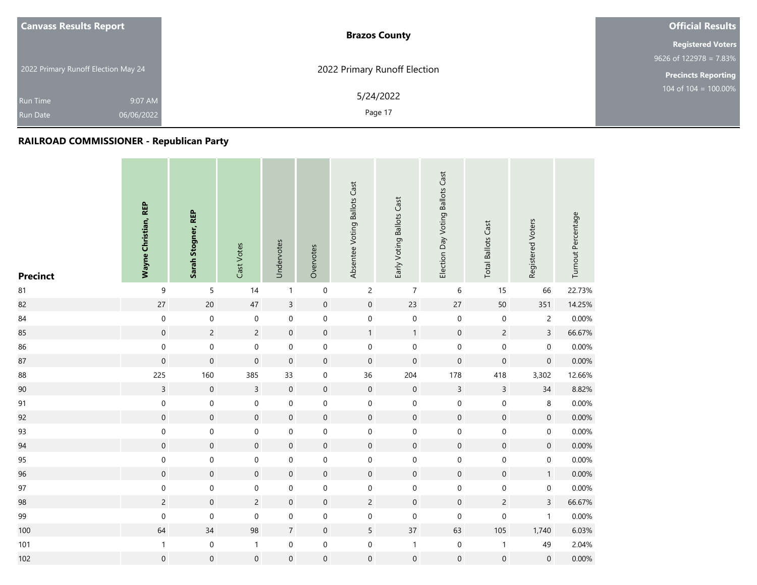**Canvass Results Report**

2022 Primary Runoff Election May 24

Run Time 9:07 AM
Run Date 06/06/2022

**Brazos County**

2022 Primary Runoff Election

5/24/2022

**Official Results**

**Registered Voters**
9626 of 122978 = 7.83%

**Precincts Reporting**
104 of 104 = 100.00%

## RAILROAD COMMISSIONER - Republican Party

| Precinct | Wayne Christian, REP | Sarah Stogner, REP | Cast Votes | Undervotes | Overvotes | Absentee Voting Ballots Cast | Early Voting Ballots Cast | Election Day Voting Ballots Cast | Total Ballots Cast | Registered Voters | Turnout Percentage |
|---|---|---|---|---|---|---|---|---|---|---|---|
| 81 | 9 | 5 | 14 | 1 | 0 | 2 | 7 | 6 | 15 | 66 | 22.73% |
| 82 | 27 | 20 | 47 | 3 | 0 | 0 | 23 | 27 | 50 | 351 | 14.25% |
| 84 | 0 | 0 | 0 | 0 | 0 | 0 | 0 | 0 | 0 | 2 | 0.00% |
| 85 | 0 | 2 | 2 | 0 | 0 | 1 | 1 | 0 | 2 | 3 | 66.67% |
| 86 | 0 | 0 | 0 | 0 | 0 | 0 | 0 | 0 | 0 | 0 | 0.00% |
| 87 | 0 | 0 | 0 | 0 | 0 | 0 | 0 | 0 | 0 | 0 | 0.00% |
| 88 | 225 | 160 | 385 | 33 | 0 | 36 | 204 | 178 | 418 | 3,302 | 12.66% |
| 90 | 3 | 0 | 3 | 0 | 0 | 0 | 0 | 3 | 3 | 34 | 8.82% |
| 91 | 0 | 0 | 0 | 0 | 0 | 0 | 0 | 0 | 0 | 8 | 0.00% |
| 92 | 0 | 0 | 0 | 0 | 0 | 0 | 0 | 0 | 0 | 0 | 0.00% |
| 93 | 0 | 0 | 0 | 0 | 0 | 0 | 0 | 0 | 0 | 0 | 0.00% |
| 94 | 0 | 0 | 0 | 0 | 0 | 0 | 0 | 0 | 0 | 0 | 0.00% |
| 95 | 0 | 0 | 0 | 0 | 0 | 0 | 0 | 0 | 0 | 0 | 0.00% |
| 96 | 0 | 0 | 0 | 0 | 0 | 0 | 0 | 0 | 0 | 1 | 0.00% |
| 97 | 0 | 0 | 0 | 0 | 0 | 0 | 0 | 0 | 0 | 0 | 0.00% |
| 98 | 2 | 0 | 2 | 0 | 0 | 2 | 0 | 0 | 2 | 3 | 66.67% |
| 99 | 0 | 0 | 0 | 0 | 0 | 0 | 0 | 0 | 0 | 1 | 0.00% |
| 100 | 64 | 34 | 98 | 7 | 0 | 5 | 37 | 63 | 105 | 1,740 | 6.03% |
| 101 | 1 | 0 | 1 | 0 | 0 | 0 | 1 | 0 | 1 | 49 | 2.04% |
| 102 | 0 | 0 | 0 | 0 | 0 | 0 | 0 | 0 | 0 | 0 | 0.00% |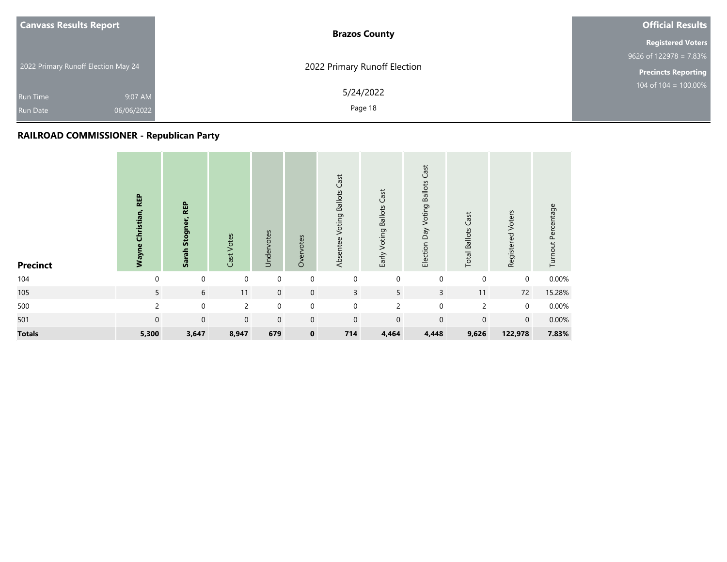**Canvass Results Report**

2022 Primary Runoff Election May 24

Run Time 9:07 AM
Run Date 06/06/2022

**Brazos County**

2022 Primary Runoff Election

5/24/2022

**Official Results**

**Registered Voters**
9626 of 122978 = 7.83%

**Precincts Reporting**
104 of 104 = 100.00%

## RAILROAD COMMISSIONER - Republican Party

| Precinct | Wayne Christian, REP | Sarah Stogner, REP | Cast Votes | Undervotes | Overvotes | Absentee Voting Ballots Cast | Early Voting Ballots Cast | Election Day Voting Ballots Cast | Total Ballots Cast | Registered Voters | Turnout Percentage |
|---|---|---|---|---|---|---|---|---|---|---|---|
| 104 | 0 | 0 | 0 | 0 | 0 | 0 | 0 | 0 | 0 | 0 | 0.00% |
| 105 | 5 | 6 | 11 | 0 | 0 | 3 | 5 | 3 | 11 | 72 | 15.28% |
| 500 | 2 | 0 | 2 | 0 | 0 | 0 | 2 | 0 | 2 | 0 | 0.00% |
| 501 | 0 | 0 | 0 | 0 | 0 | 0 | 0 | 0 | 0 | 0 | 0.00% |
| **Totals** | **5,300** | **3,647** | **8,947** | **679** | **0** | **714** | **4,464** | **4,448** | **9,626** | **122,978** | **7.83%** |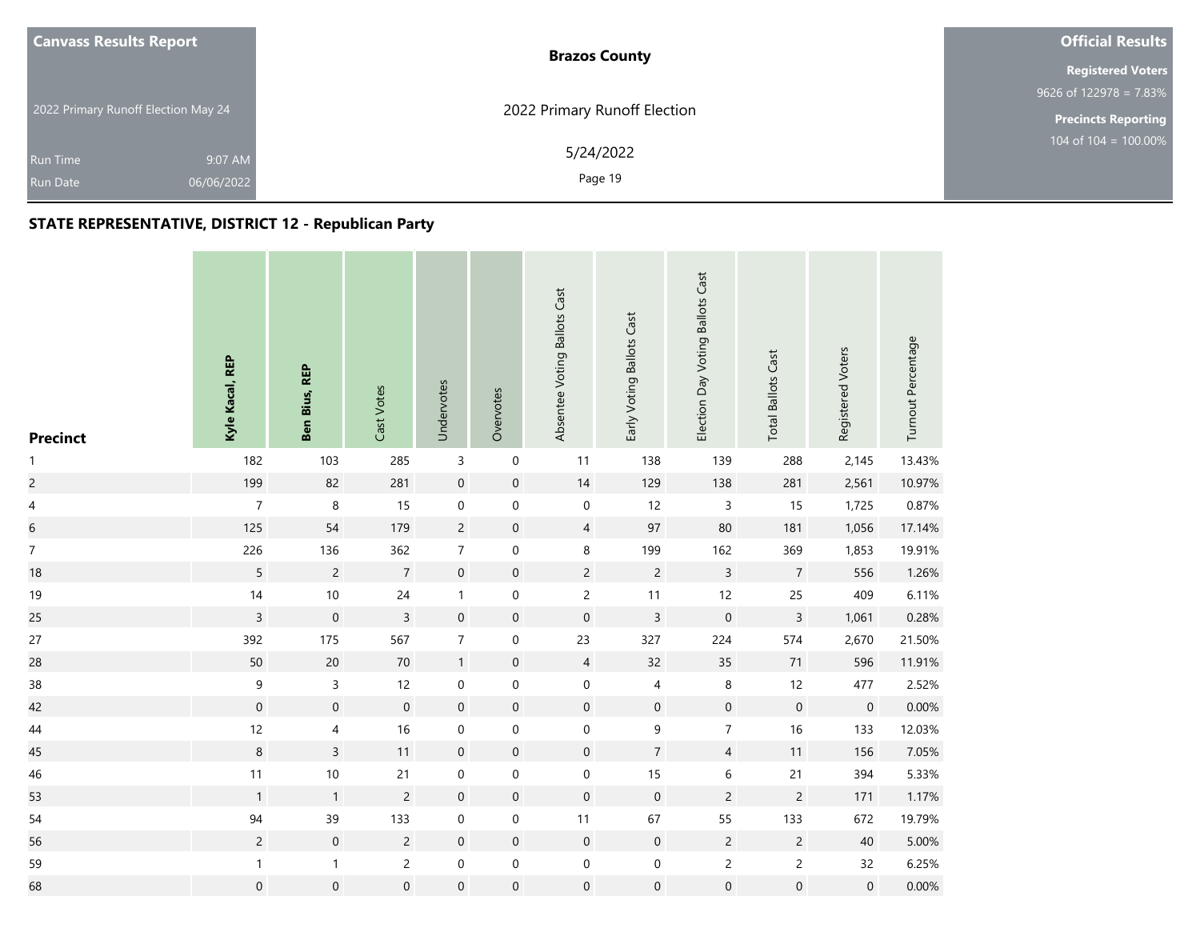| Canvass Results Report | Brazos County | Official Results |
|---|---|---|
| 2022 Primary Runoff Election May 24 | 2022 Primary Runoff Election | Registered Voters 9626 of 122978 = 7.83% |
| Run Time 9:07 AM | 5/24/2022 | Precincts Reporting 104 of 104 = 100.00% |
| Run Date 06/06/2022 | | |

## STATE REPRESENTATIVE, DISTRICT 12 - Republican Party

| Precinct | Kyle Kacal, REP | Ben Bius, REP | Cast Votes | Undervotes | Overvotes | Absentee Voting Ballots Cast | Early Voting Ballots Cast | Election Day Voting Ballots Cast | Total Ballots Cast | Registered Voters | Turnout Percentage |
|---|---|---|---|---|---|---|---|---|---|---|---|
| 1 | 182 | 103 | 285 | 3 | 0 | 11 | 138 | 139 | 288 | 2,145 | 13.43% |
| 2 | 199 | 82 | 281 | 0 | 0 | 14 | 129 | 138 | 281 | 2,561 | 10.97% |
| 4 | 7 | 8 | 15 | 0 | 0 | 0 | 12 | 3 | 15 | 1,725 | 0.87% |
| 6 | 125 | 54 | 179 | 2 | 0 | 4 | 97 | 80 | 181 | 1,056 | 17.14% |
| 7 | 226 | 136 | 362 | 7 | 0 | 8 | 199 | 162 | 369 | 1,853 | 19.91% |
| 18 | 5 | 2 | 7 | 0 | 0 | 2 | 2 | 3 | 7 | 556 | 1.26% |
| 19 | 14 | 10 | 24 | 1 | 0 | 2 | 11 | 12 | 25 | 409 | 6.11% |
| 25 | 3 | 0 | 3 | 0 | 0 | 0 | 3 | 0 | 3 | 1,061 | 0.28% |
| 27 | 392 | 175 | 567 | 7 | 0 | 23 | 327 | 224 | 574 | 2,670 | 21.50% |
| 28 | 50 | 20 | 70 | 1 | 0 | 4 | 32 | 35 | 71 | 596 | 11.91% |
| 38 | 9 | 3 | 12 | 0 | 0 | 0 | 4 | 8 | 12 | 477 | 2.52% |
| 42 | 0 | 0 | 0 | 0 | 0 | 0 | 0 | 0 | 0 | 0 | 0.00% |
| 44 | 12 | 4 | 16 | 0 | 0 | 0 | 9 | 7 | 16 | 133 | 12.03% |
| 45 | 8 | 3 | 11 | 0 | 0 | 0 | 7 | 4 | 11 | 156 | 7.05% |
| 46 | 11 | 10 | 21 | 0 | 0 | 0 | 15 | 6 | 21 | 394 | 5.33% |
| 53 | 1 | 1 | 2 | 0 | 0 | 0 | 0 | 2 | 2 | 171 | 1.17% |
| 54 | 94 | 39 | 133 | 0 | 0 | 11 | 67 | 55 | 133 | 672 | 19.79% |
| 56 | 2 | 0 | 2 | 0 | 0 | 0 | 0 | 2 | 2 | 40 | 5.00% |
| 59 | 1 | 1 | 2 | 0 | 0 | 0 | 0 | 2 | 2 | 32 | 6.25% |
| 68 | 0 | 0 | 0 | 0 | 0 | 0 | 0 | 0 | 0 | 0 | 0.00% |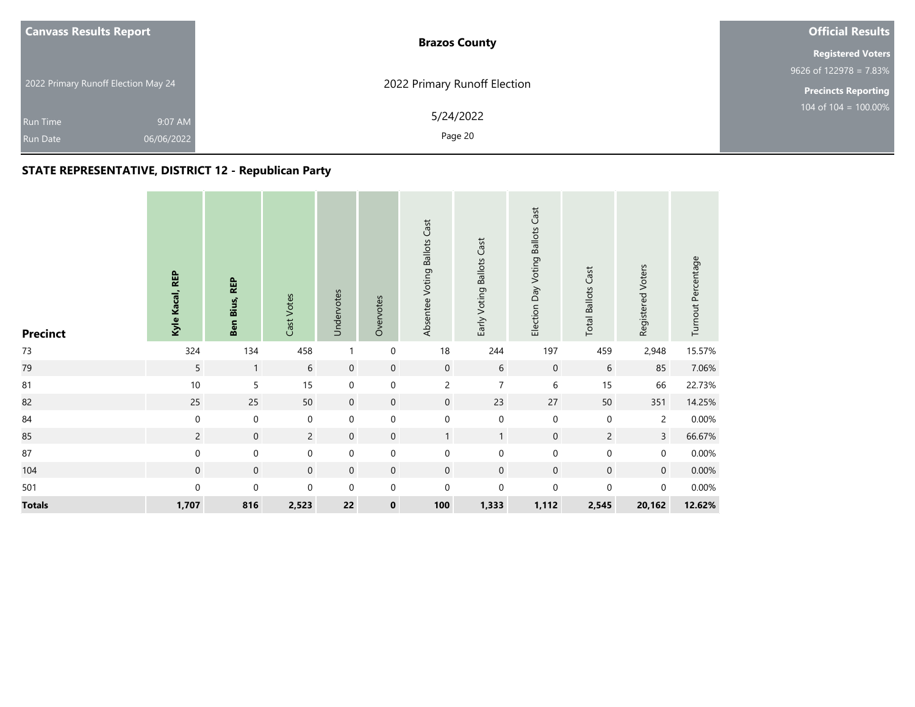| Canvass Results Report | Brazos County | Official Results |
|---|---|---|
| 2022 Primary Runoff Election May 24 | 2022 Primary Runoff Election | Registered Voters 9626 of 122978 = 7.83% |
| Run Time 9:07 AM | 5/24/2022 | Precincts Reporting 104 of 104 = 100.00% |
| Run Date 06/06/2022 | | |

## STATE REPRESENTATIVE, DISTRICT 12 - Republican Party

| Precinct | **Kyle Kacal, REP** | **Ben Bius, REP** | Cast Votes | Undervotes | Overvotes | Absentee Voting Ballots Cast | Early Voting Ballots Cast | Election Day Voting Ballots Cast | Total Ballots Cast | Registered Voters | Turnout Percentage |
|---|---|---|---|---|---|---|---|---|---|---|---|
| 73 | 324 | 134 | 458 | 1 | 0 | 18 | 244 | 197 | 459 | 2,948 | 15.57% |
| 79 | 5 | 1 | 6 | 0 | 0 | 0 | 6 | 0 | 6 | 85 | 7.06% |
| 81 | 10 | 5 | 15 | 0 | 0 | 2 | 7 | 6 | 15 | 66 | 22.73% |
| 82 | 25 | 25 | 50 | 0 | 0 | 0 | 23 | 27 | 50 | 351 | 14.25% |
| 84 | 0 | 0 | 0 | 0 | 0 | 0 | 0 | 0 | 0 | 2 | 0.00% |
| 85 | 2 | 0 | 2 | 0 | 0 | 1 | 1 | 0 | 2 | 3 | 66.67% |
| 87 | 0 | 0 | 0 | 0 | 0 | 0 | 0 | 0 | 0 | 0 | 0.00% |
| 104 | 0 | 0 | 0 | 0 | 0 | 0 | 0 | 0 | 0 | 0 | 0.00% |
| 501 | 0 | 0 | 0 | 0 | 0 | 0 | 0 | 0 | 0 | 0 | 0.00% |
| **Totals** | **1,707** | **816** | **2,523** | **22** | **0** | **100** | **1,333** | **1,112** | **2,545** | **20,162** | **12.62%** |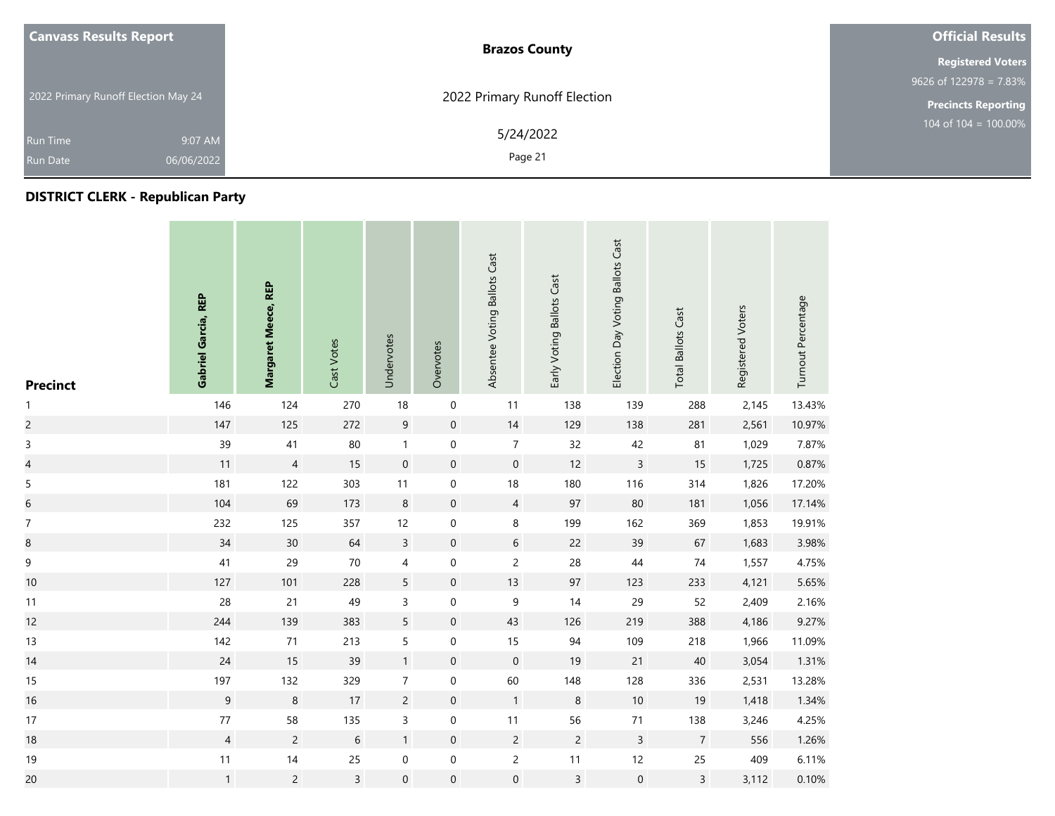Canvass Results Report

2022 Primary Runoff Election May 24

Run Time 9:07 AM
Run Date 06/06/2022

**Brazos County**

2022 Primary Runoff Election

5/24/2022

**Official Results**

**Registered Voters**
9626 of 122978 = 7.83%

**Precincts Reporting**
104 of 104 = 100.00%

## DISTRICT CLERK - Republican Party

| Precinct | Gabriel Garcia, REP | Margaret Meece, REP | Cast Votes | Undervotes | Overvotes | Absentee Voting Ballots Cast | Early Voting Ballots Cast | Election Day Voting Ballots Cast | Total Ballots Cast | Registered Voters | Turnout Percentage |
|---|---|---|---|---|---|---|---|---|---|---|---|
| 1 | 146 | 124 | 270 | 18 | 0 | 11 | 138 | 139 | 288 | 2,145 | 13.43% |
| 2 | 147 | 125 | 272 | 9 | 0 | 14 | 129 | 138 | 281 | 2,561 | 10.97% |
| 3 | 39 | 41 | 80 | 1 | 0 | 7 | 32 | 42 | 81 | 1,029 | 7.87% |
| 4 | 11 | 4 | 15 | 0 | 0 | 0 | 12 | 3 | 15 | 1,725 | 0.87% |
| 5 | 181 | 122 | 303 | 11 | 0 | 18 | 180 | 116 | 314 | 1,826 | 17.20% |
| 6 | 104 | 69 | 173 | 8 | 0 | 4 | 97 | 80 | 181 | 1,056 | 17.14% |
| 7 | 232 | 125 | 357 | 12 | 0 | 8 | 199 | 162 | 369 | 1,853 | 19.91% |
| 8 | 34 | 30 | 64 | 3 | 0 | 6 | 22 | 39 | 67 | 1,683 | 3.98% |
| 9 | 41 | 29 | 70 | 4 | 0 | 2 | 28 | 44 | 74 | 1,557 | 4.75% |
| 10 | 127 | 101 | 228 | 5 | 0 | 13 | 97 | 123 | 233 | 4,121 | 5.65% |
| 11 | 28 | 21 | 49 | 3 | 0 | 9 | 14 | 29 | 52 | 2,409 | 2.16% |
| 12 | 244 | 139 | 383 | 5 | 0 | 43 | 126 | 219 | 388 | 4,186 | 9.27% |
| 13 | 142 | 71 | 213 | 5 | 0 | 15 | 94 | 109 | 218 | 1,966 | 11.09% |
| 14 | 24 | 15 | 39 | 1 | 0 | 0 | 19 | 21 | 40 | 3,054 | 1.31% |
| 15 | 197 | 132 | 329 | 7 | 0 | 60 | 148 | 128 | 336 | 2,531 | 13.28% |
| 16 | 9 | 8 | 17 | 2 | 0 | 1 | 8 | 10 | 19 | 1,418 | 1.34% |
| 17 | 77 | 58 | 135 | 3 | 0 | 11 | 56 | 71 | 138 | 3,246 | 4.25% |
| 18 | 4 | 2 | 6 | 1 | 0 | 2 | 2 | 3 | 7 | 556 | 1.26% |
| 19 | 11 | 14 | 25 | 0 | 0 | 2 | 11 | 12 | 25 | 409 | 6.11% |
| 20 | 1 | 2 | 3 | 0 | 0 | 0 | 3 | 0 | 3 | 3,112 | 0.10% |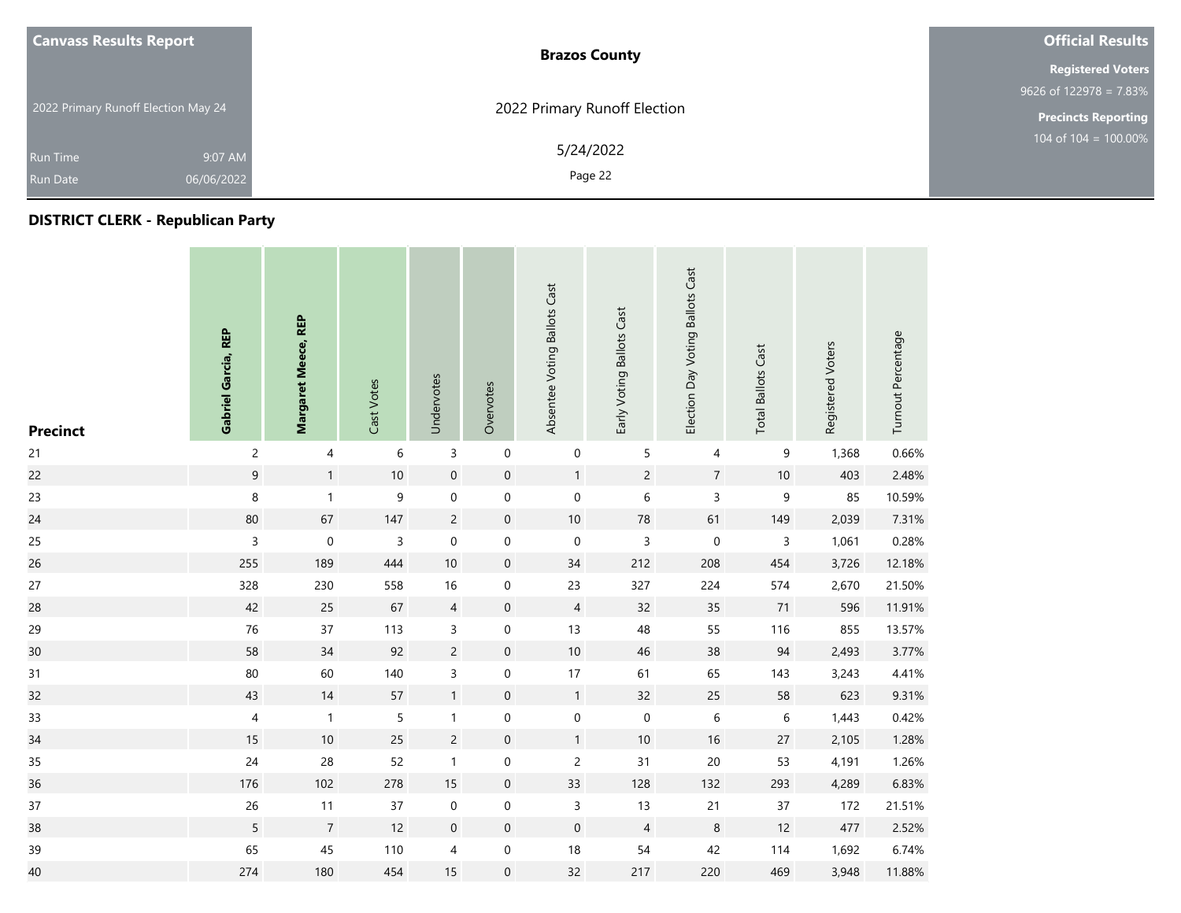**Canvass Results Report**

2022 Primary Runoff Election May 24

Run Time 9:07 AM

Run Date 06/06/2022

**Brazos County**

2022 Primary Runoff Election

5/24/2022

**Official Results**

**Registered Voters**

9626 of 122978 = 7.83%

**Precincts Reporting**

104 of 104 = 100.00%

## DISTRICT CLERK - Republican Party

| Precinct | Gabriel Garcia, REP | Margaret Meece, REP | Cast Votes | Undervotes | Overvotes | Absentee Voting Ballots Cast | Early Voting Ballots Cast | Election Day Voting Ballots Cast | Total Ballots Cast | Registered Voters | Turnout Percentage |
|---|---|---|---|---|---|---|---|---|---|---|---|
| 21 | 2 | 4 | 6 | 3 | 0 | 0 | 5 | 4 | 9 | 1,368 | 0.66% |
| 22 | 9 | 1 | 10 | 0 | 0 | 1 | 2 | 7 | 10 | 403 | 2.48% |
| 23 | 8 | 1 | 9 | 0 | 0 | 0 | 6 | 3 | 9 | 85 | 10.59% |
| 24 | 80 | 67 | 147 | 2 | 0 | 10 | 78 | 61 | 149 | 2,039 | 7.31% |
| 25 | 3 | 0 | 3 | 0 | 0 | 0 | 3 | 0 | 3 | 1,061 | 0.28% |
| 26 | 255 | 189 | 444 | 10 | 0 | 34 | 212 | 208 | 454 | 3,726 | 12.18% |
| 27 | 328 | 230 | 558 | 16 | 0 | 23 | 327 | 224 | 574 | 2,670 | 21.50% |
| 28 | 42 | 25 | 67 | 4 | 0 | 4 | 32 | 35 | 71 | 596 | 11.91% |
| 29 | 76 | 37 | 113 | 3 | 0 | 13 | 48 | 55 | 116 | 855 | 13.57% |
| 30 | 58 | 34 | 92 | 2 | 0 | 10 | 46 | 38 | 94 | 2,493 | 3.77% |
| 31 | 80 | 60 | 140 | 3 | 0 | 17 | 61 | 65 | 143 | 3,243 | 4.41% |
| 32 | 43 | 14 | 57 | 1 | 0 | 1 | 32 | 25 | 58 | 623 | 9.31% |
| 33 | 4 | 1 | 5 | 1 | 0 | 0 | 0 | 6 | 6 | 1,443 | 0.42% |
| 34 | 15 | 10 | 25 | 2 | 0 | 1 | 10 | 16 | 27 | 2,105 | 1.28% |
| 35 | 24 | 28 | 52 | 1 | 0 | 2 | 31 | 20 | 53 | 4,191 | 1.26% |
| 36 | 176 | 102 | 278 | 15 | 0 | 33 | 128 | 132 | 293 | 4,289 | 6.83% |
| 37 | 26 | 11 | 37 | 0 | 0 | 3 | 13 | 21 | 37 | 172 | 21.51% |
| 38 | 5 | 7 | 12 | 0 | 0 | 0 | 4 | 8 | 12 | 477 | 2.52% |
| 39 | 65 | 45 | 110 | 4 | 0 | 18 | 54 | 42 | 114 | 1,692 | 6.74% |
| 40 | 274 | 180 | 454 | 15 | 0 | 32 | 217 | 220 | 469 | 3,948 | 11.88% |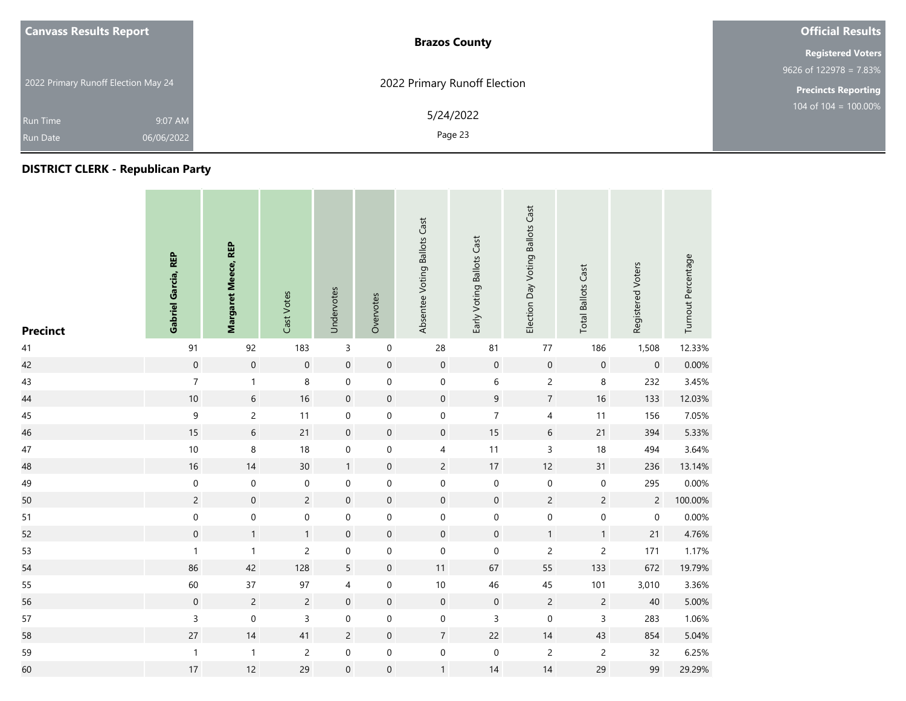**Canvass Results Report**

2022 Primary Runoff Election May 24

Run Time 9:07 AM
Run Date 06/06/2022

**Brazos County**

2022 Primary Runoff Election

5/24/2022

**Official Results**

**Registered Voters**
9626 of 122978 = 7.83%

**Precincts Reporting**
104 of 104 = 100.00%

## DISTRICT CLERK - Republican Party

| Precinct | Gabriel Garcia, REP | Margaret Meece, REP | Cast Votes | Undervotes | Overvotes | Absentee Voting Ballots Cast | Early Voting Ballots Cast | Election Day Voting Ballots Cast | Total Ballots Cast | Registered Voters | Turnout Percentage |
|---|---|---|---|---|---|---|---|---|---|---|---|
| 41 | 91 | 92 | 183 | 3 | 0 | 28 | 81 | 77 | 186 | 1,508 | 12.33% |
| 42 | 0 | 0 | 0 | 0 | 0 | 0 | 0 | 0 | 0 | 0 | 0.00% |
| 43 | 7 | 1 | 8 | 0 | 0 | 0 | 6 | 2 | 8 | 232 | 3.45% |
| 44 | 10 | 6 | 16 | 0 | 0 | 0 | 9 | 7 | 16 | 133 | 12.03% |
| 45 | 9 | 2 | 11 | 0 | 0 | 0 | 7 | 4 | 11 | 156 | 7.05% |
| 46 | 15 | 6 | 21 | 0 | 0 | 0 | 15 | 6 | 21 | 394 | 5.33% |
| 47 | 10 | 8 | 18 | 0 | 0 | 4 | 11 | 3 | 18 | 494 | 3.64% |
| 48 | 16 | 14 | 30 | 1 | 0 | 2 | 17 | 12 | 31 | 236 | 13.14% |
| 49 | 0 | 0 | 0 | 0 | 0 | 0 | 0 | 0 | 0 | 295 | 0.00% |
| 50 | 2 | 0 | 2 | 0 | 0 | 0 | 0 | 2 | 2 | 2 | 100.00% |
| 51 | 0 | 0 | 0 | 0 | 0 | 0 | 0 | 0 | 0 | 0 | 0.00% |
| 52 | 0 | 1 | 1 | 0 | 0 | 0 | 0 | 1 | 1 | 21 | 4.76% |
| 53 | 1 | 1 | 2 | 0 | 0 | 0 | 0 | 2 | 2 | 171 | 1.17% |
| 54 | 86 | 42 | 128 | 5 | 0 | 11 | 67 | 55 | 133 | 672 | 19.79% |
| 55 | 60 | 37 | 97 | 4 | 0 | 10 | 46 | 45 | 101 | 3,010 | 3.36% |
| 56 | 0 | 2 | 2 | 0 | 0 | 0 | 0 | 2 | 2 | 40 | 5.00% |
| 57 | 3 | 0 | 3 | 0 | 0 | 0 | 3 | 0 | 3 | 283 | 1.06% |
| 58 | 27 | 14 | 41 | 2 | 0 | 7 | 22 | 14 | 43 | 854 | 5.04% |
| 59 | 1 | 1 | 2 | 0 | 0 | 0 | 0 | 2 | 2 | 32 | 6.25% |
| 60 | 17 | 12 | 29 | 0 | 0 | 1 | 14 | 14 | 29 | 99 | 29.29% |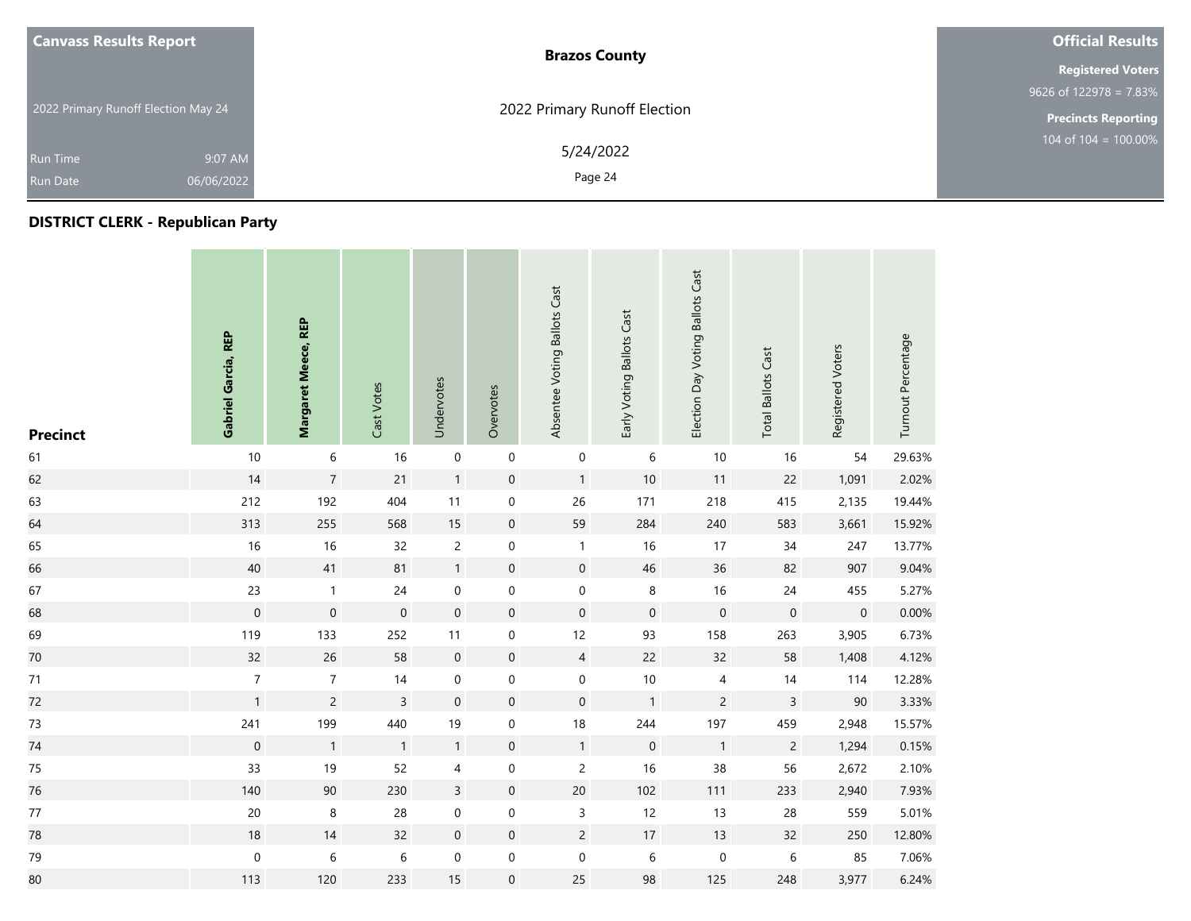## DISTRICT CLERK - Republican Party

| Precinct | Gabriel Garcia, REP | Margaret Meece, REP | Cast Votes | Undervotes | Overvotes | Absentee Voting Ballots Cast | Early Voting Ballots Cast | Election Day Voting Ballots Cast | Total Ballots Cast | Registered Voters | Turnout Percentage |
|---|---|---|---|---|---|---|---|---|---|---|---|
| 61 | 10 | 6 | 16 | 0 | 0 | 0 | 6 | 10 | 16 | 54 | 29.63% |
| 62 | 14 | 7 | 21 | 1 | 0 | 1 | 10 | 11 | 22 | 1,091 | 2.02% |
| 63 | 212 | 192 | 404 | 11 | 0 | 26 | 171 | 218 | 415 | 2,135 | 19.44% |
| 64 | 313 | 255 | 568 | 15 | 0 | 59 | 284 | 240 | 583 | 3,661 | 15.92% |
| 65 | 16 | 16 | 32 | 2 | 0 | 1 | 16 | 17 | 34 | 247 | 13.77% |
| 66 | 40 | 41 | 81 | 1 | 0 | 0 | 46 | 36 | 82 | 907 | 9.04% |
| 67 | 23 | 1 | 24 | 0 | 0 | 0 | 8 | 16 | 24 | 455 | 5.27% |
| 68 | 0 | 0 | 0 | 0 | 0 | 0 | 0 | 0 | 0 | 0 | 0.00% |
| 69 | 119 | 133 | 252 | 11 | 0 | 12 | 93 | 158 | 263 | 3,905 | 6.73% |
| 70 | 32 | 26 | 58 | 0 | 0 | 4 | 22 | 32 | 58 | 1,408 | 4.12% |
| 71 | 7 | 7 | 14 | 0 | 0 | 0 | 10 | 4 | 14 | 114 | 12.28% |
| 72 | 1 | 2 | 3 | 0 | 0 | 0 | 1 | 2 | 3 | 90 | 3.33% |
| 73 | 241 | 199 | 440 | 19 | 0 | 18 | 244 | 197 | 459 | 2,948 | 15.57% |
| 74 | 0 | 1 | 1 | 1 | 0 | 1 | 0 | 1 | 2 | 1,294 | 0.15% |
| 75 | 33 | 19 | 52 | 4 | 0 | 2 | 16 | 38 | 56 | 2,672 | 2.10% |
| 76 | 140 | 90 | 230 | 3 | 0 | 20 | 102 | 111 | 233 | 2,940 | 7.93% |
| 77 | 20 | 8 | 28 | 0 | 0 | 3 | 12 | 13 | 28 | 559 | 5.01% |
| 78 | 18 | 14 | 32 | 0 | 0 | 2 | 17 | 13 | 32 | 250 | 12.80% |
| 79 | 0 | 6 | 6 | 0 | 0 | 0 | 6 | 0 | 6 | 85 | 7.06% |
| 80 | 113 | 120 | 233 | 15 | 0 | 25 | 98 | 125 | 248 | 3,977 | 6.24% |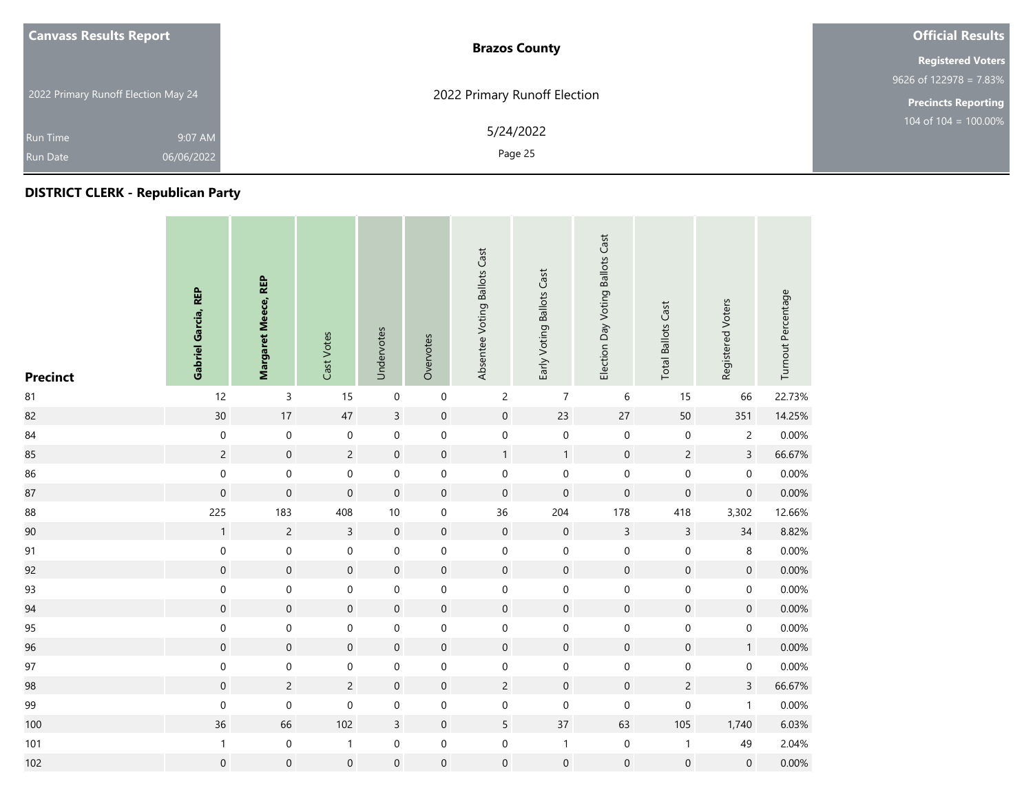**Canvass Results Report**

2022 Primary Runoff Election May 24

Run Time 9:07 AM

Run Date 06/06/2022

**Brazos County**

2022 Primary Runoff Election

5/24/2022

**Official Results**

**Registered Voters**

9626 of 122978 = 7.83%

**Precincts Reporting**

104 of 104 = 100.00%

## DISTRICT CLERK - Republican Party

| Precinct | Gabriel Garcia, REP | Margaret Meece, REP | Cast Votes | Undervotes | Overvotes | Absentee Voting Ballots Cast | Early Voting Ballots Cast | Election Day Voting Ballots Cast | Total Ballots Cast | Registered Voters | Turnout Percentage |
|---|---|---|---|---|---|---|---|---|---|---|---|
| 81 | 12 | 3 | 15 | 0 | 0 | 2 | 7 | 6 | 15 | 66 | 22.73% |
| 82 | 30 | 17 | 47 | 3 | 0 | 0 | 23 | 27 | 50 | 351 | 14.25% |
| 84 | 0 | 0 | 0 | 0 | 0 | 0 | 0 | 0 | 0 | 2 | 0.00% |
| 85 | 2 | 0 | 2 | 0 | 0 | 1 | 1 | 0 | 2 | 3 | 66.67% |
| 86 | 0 | 0 | 0 | 0 | 0 | 0 | 0 | 0 | 0 | 0 | 0.00% |
| 87 | 0 | 0 | 0 | 0 | 0 | 0 | 0 | 0 | 0 | 0 | 0.00% |
| 88 | 225 | 183 | 408 | 10 | 0 | 36 | 204 | 178 | 418 | 3,302 | 12.66% |
| 90 | 1 | 2 | 3 | 0 | 0 | 0 | 0 | 3 | 3 | 34 | 8.82% |
| 91 | 0 | 0 | 0 | 0 | 0 | 0 | 0 | 0 | 0 | 8 | 0.00% |
| 92 | 0 | 0 | 0 | 0 | 0 | 0 | 0 | 0 | 0 | 0 | 0.00% |
| 93 | 0 | 0 | 0 | 0 | 0 | 0 | 0 | 0 | 0 | 0 | 0.00% |
| 94 | 0 | 0 | 0 | 0 | 0 | 0 | 0 | 0 | 0 | 0 | 0.00% |
| 95 | 0 | 0 | 0 | 0 | 0 | 0 | 0 | 0 | 0 | 0 | 0.00% |
| 96 | 0 | 0 | 0 | 0 | 0 | 0 | 0 | 0 | 0 | 1 | 0.00% |
| 97 | 0 | 0 | 0 | 0 | 0 | 0 | 0 | 0 | 0 | 0 | 0.00% |
| 98 | 0 | 2 | 2 | 0 | 0 | 2 | 0 | 0 | 2 | 3 | 66.67% |
| 99 | 0 | 0 | 0 | 0 | 0 | 0 | 0 | 0 | 0 | 1 | 0.00% |
| 100 | 36 | 66 | 102 | 3 | 0 | 5 | 37 | 63 | 105 | 1,740 | 6.03% |
| 101 | 1 | 0 | 1 | 0 | 0 | 0 | 1 | 0 | 1 | 49 | 2.04% |
| 102 | 0 | 0 | 0 | 0 | 0 | 0 | 0 | 0 | 0 | 0 | 0.00% |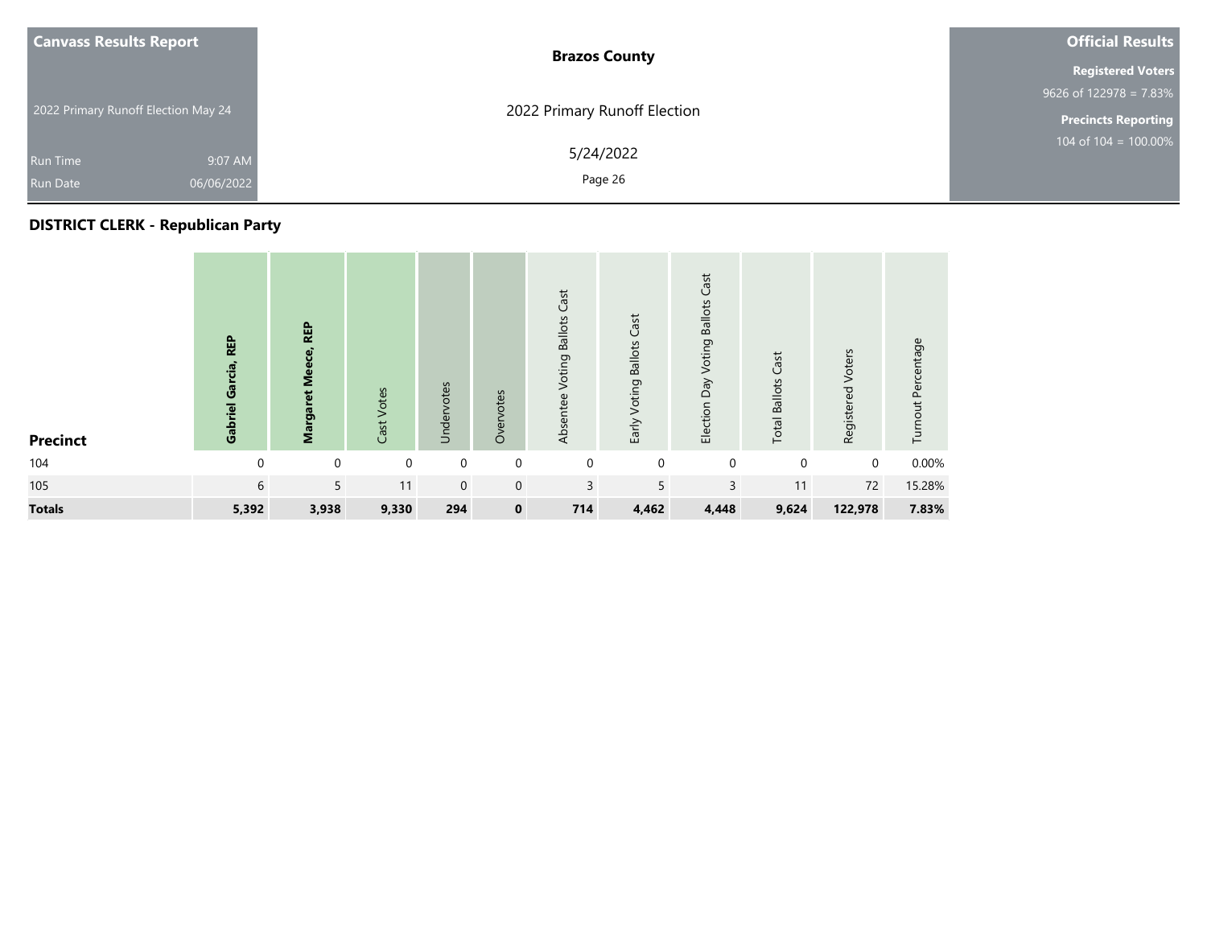## DISTRICT CLERK - Republican Party

| Precinct | Gabriel Garcia, REP | Margaret Meece, REP | Cast Votes | Undervotes | Overvotes | Absentee Voting Ballots Cast | Early Voting Ballots Cast | Election Day Voting Ballots Cast | Total Ballots Cast | Registered Voters | Turnout Percentage |
|---|---|---|---|---|---|---|---|---|---|---|---|
| 104 | 0 | 0 | 0 | 0 | 0 | 0 | 0 | 0 | 0 | 0 | 0.00% |
| 105 | 6 | 5 | 11 | 0 | 0 | 3 | 5 | 3 | 11 | 72 | 15.28% |
| **Totals** | **5,392** | **3,938** | **9,330** | **294** | **0** | **714** | **4,462** | **4,448** | **9,624** | **122,978** | **7.83%** |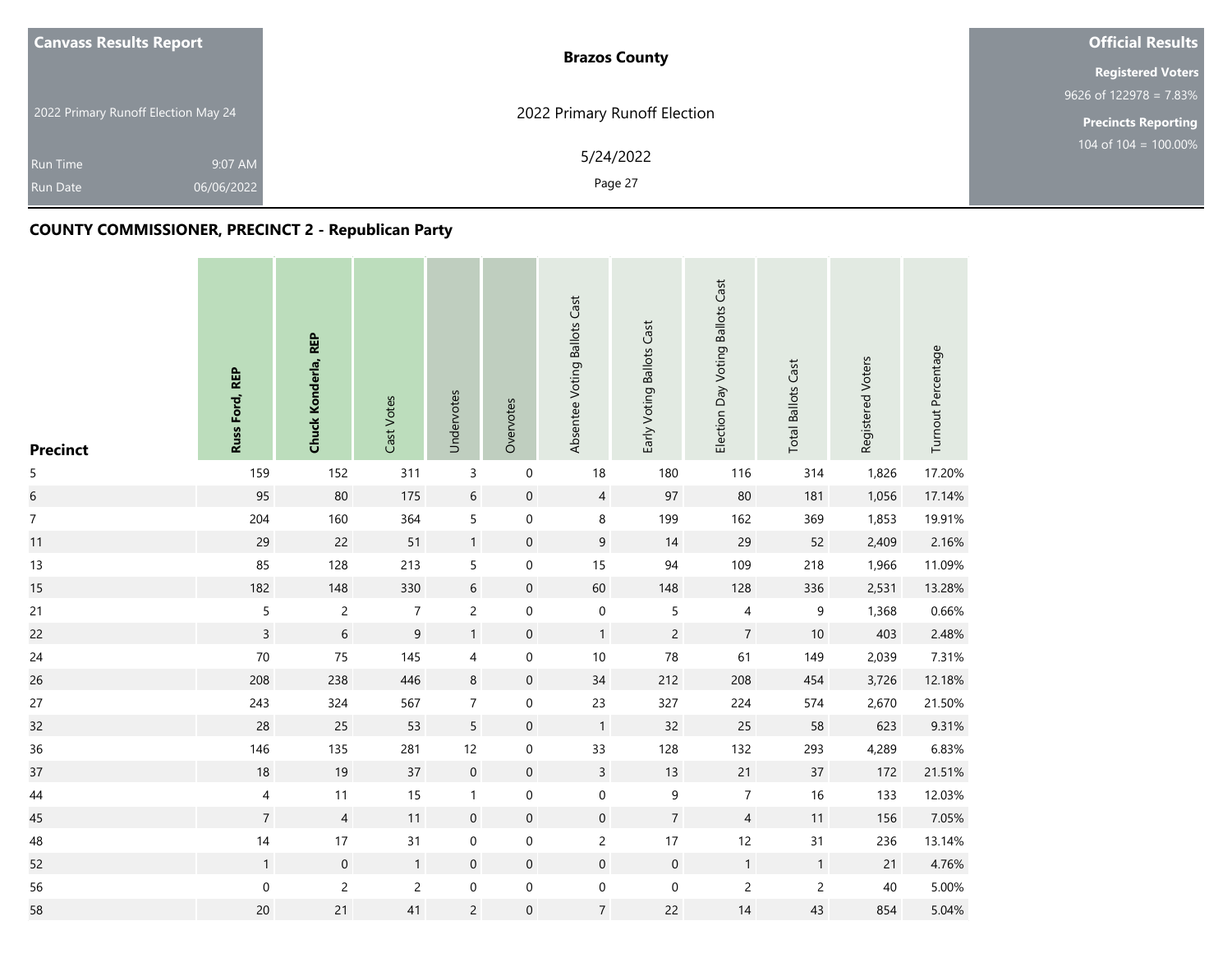| Canvass Results Report | Brazos County | Official Results |
|---|---|---|
| 2022 Primary Runoff Election May 24 | 2022 Primary Runoff Election | Registered Voters 9626 of 122978 = 7.83% |
| Run Time 9:07 AM | 5/24/2022 | Precincts Reporting 104 of 104 = 100.00% |
| Run Date 06/06/2022 | | |

## COUNTY COMMISSIONER, PRECINCT 2 - Republican Party

| Precinct | **Russ Ford, REP** | **Chuck Konderla, REP** | Cast Votes | Undervotes | Overvotes | Absentee Voting Ballots Cast | Early Voting Ballots Cast | Election Day Voting Ballots Cast | Total Ballots Cast | Registered Voters | Turnout Percentage |
|---|---|---|---|---|---|---|---|---|---|---|---|
| 5 | 159 | 152 | 311 | 3 | 0 | 18 | 180 | 116 | 314 | 1,826 | 17.20% |
| 6 | 95 | 80 | 175 | 6 | 0 | 4 | 97 | 80 | 181 | 1,056 | 17.14% |
| 7 | 204 | 160 | 364 | 5 | 0 | 8 | 199 | 162 | 369 | 1,853 | 19.91% |
| 11 | 29 | 22 | 51 | 1 | 0 | 9 | 14 | 29 | 52 | 2,409 | 2.16% |
| 13 | 85 | 128 | 213 | 5 | 0 | 15 | 94 | 109 | 218 | 1,966 | 11.09% |
| 15 | 182 | 148 | 330 | 6 | 0 | 60 | 148 | 128 | 336 | 2,531 | 13.28% |
| 21 | 5 | 2 | 7 | 2 | 0 | 0 | 5 | 4 | 9 | 1,368 | 0.66% |
| 22 | 3 | 6 | 9 | 1 | 0 | 1 | 2 | 7 | 10 | 403 | 2.48% |
| 24 | 70 | 75 | 145 | 4 | 0 | 10 | 78 | 61 | 149 | 2,039 | 7.31% |
| 26 | 208 | 238 | 446 | 8 | 0 | 34 | 212 | 208 | 454 | 3,726 | 12.18% |
| 27 | 243 | 324 | 567 | 7 | 0 | 23 | 327 | 224 | 574 | 2,670 | 21.50% |
| 32 | 28 | 25 | 53 | 5 | 0 | 1 | 32 | 25 | 58 | 623 | 9.31% |
| 36 | 146 | 135 | 281 | 12 | 0 | 33 | 128 | 132 | 293 | 4,289 | 6.83% |
| 37 | 18 | 19 | 37 | 0 | 0 | 3 | 13 | 21 | 37 | 172 | 21.51% |
| 44 | 4 | 11 | 15 | 1 | 0 | 0 | 9 | 7 | 16 | 133 | 12.03% |
| 45 | 7 | 4 | 11 | 0 | 0 | 0 | 7 | 4 | 11 | 156 | 7.05% |
| 48 | 14 | 17 | 31 | 0 | 0 | 2 | 17 | 12 | 31 | 236 | 13.14% |
| 52 | 1 | 0 | 1 | 0 | 0 | 0 | 0 | 1 | 1 | 21 | 4.76% |
| 56 | 0 | 2 | 2 | 0 | 0 | 0 | 0 | 2 | 2 | 40 | 5.00% |
| 58 | 20 | 21 | 41 | 2 | 0 | 7 | 22 | 14 | 43 | 854 | 5.04% |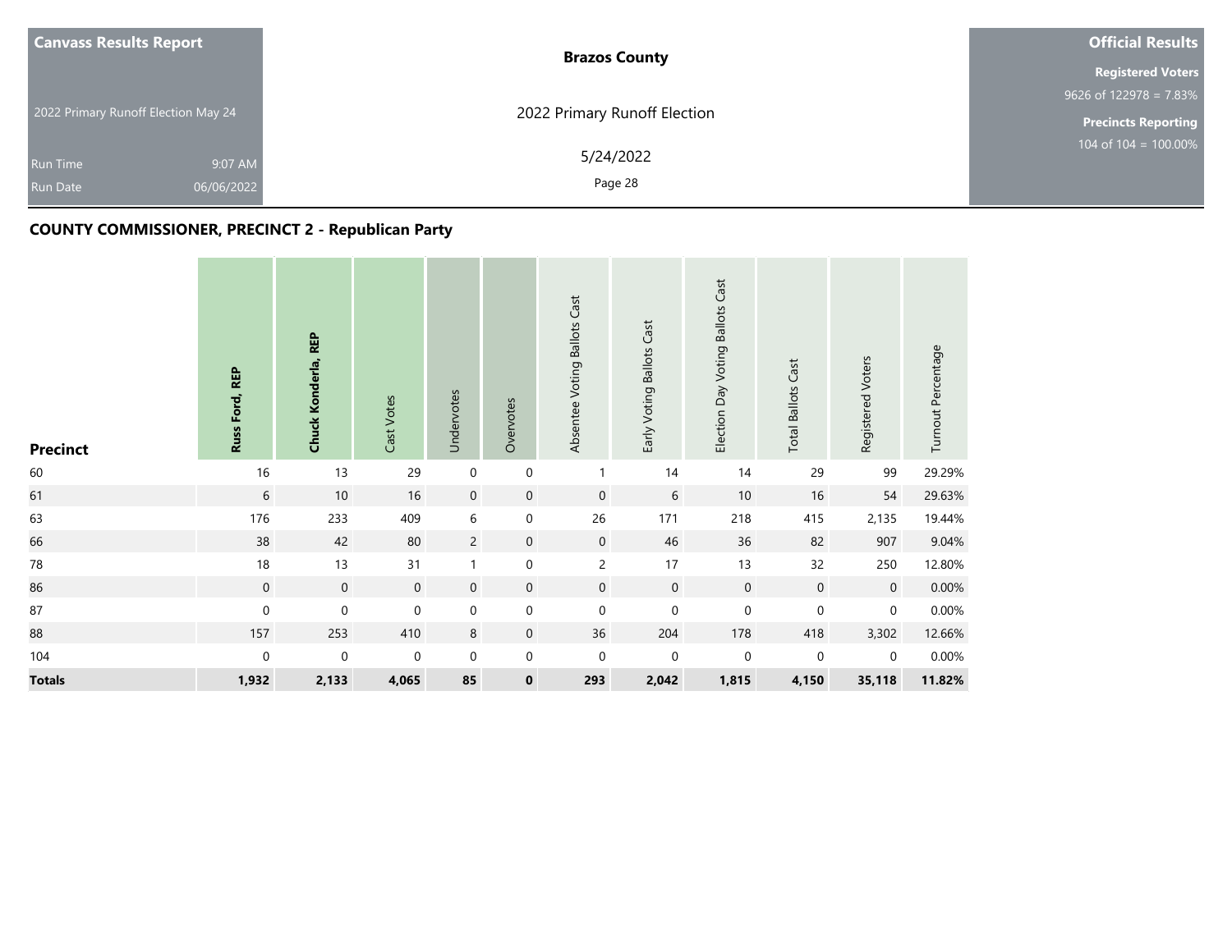| Canvass Results Report | Brazos County | Official Results |
| --- | --- | --- |
| 2022 Primary Runoff Election May 24 | 2022 Primary Runoff Election | Registered Voters 9626 of 122978 = 7.83% |
| Run Time 9:07 AM | 5/24/2022 | Precincts Reporting 104 of 104 = 100.00% |
| Run Date 06/06/2022 | | |

## COUNTY COMMISSIONER, PRECINCT 2 - Republican Party

| Precinct | Russ Ford, REP | Chuck Konderla, REP | Cast Votes | Undervotes | Overvotes | Absentee Voting Ballots Cast | Early Voting Ballots Cast | Election Day Voting Ballots Cast | Total Ballots Cast | Registered Voters | Turnout Percentage |
| --- | --- | --- | --- | --- | --- | --- | --- | --- | --- | --- | --- |
| 60 | 16 | 13 | 29 | 0 | 0 | 1 | 14 | 14 | 29 | 99 | 29.29% |
| 61 | 6 | 10 | 16 | 0 | 0 | 0 | 6 | 10 | 16 | 54 | 29.63% |
| 63 | 176 | 233 | 409 | 6 | 0 | 26 | 171 | 218 | 415 | 2,135 | 19.44% |
| 66 | 38 | 42 | 80 | 2 | 0 | 0 | 46 | 36 | 82 | 907 | 9.04% |
| 78 | 18 | 13 | 31 | 1 | 0 | 2 | 17 | 13 | 32 | 250 | 12.80% |
| 86 | 0 | 0 | 0 | 0 | 0 | 0 | 0 | 0 | 0 | 0 | 0.00% |
| 87 | 0 | 0 | 0 | 0 | 0 | 0 | 0 | 0 | 0 | 0 | 0.00% |
| 88 | 157 | 253 | 410 | 8 | 0 | 36 | 204 | 178 | 418 | 3,302 | 12.66% |
| 104 | 0 | 0 | 0 | 0 | 0 | 0 | 0 | 0 | 0 | 0 | 0.00% |
| **Totals** | **1,932** | **2,133** | **4,065** | **85** | **0** | **293** | **2,042** | **1,815** | **4,150** | **35,118** | **11.82%** |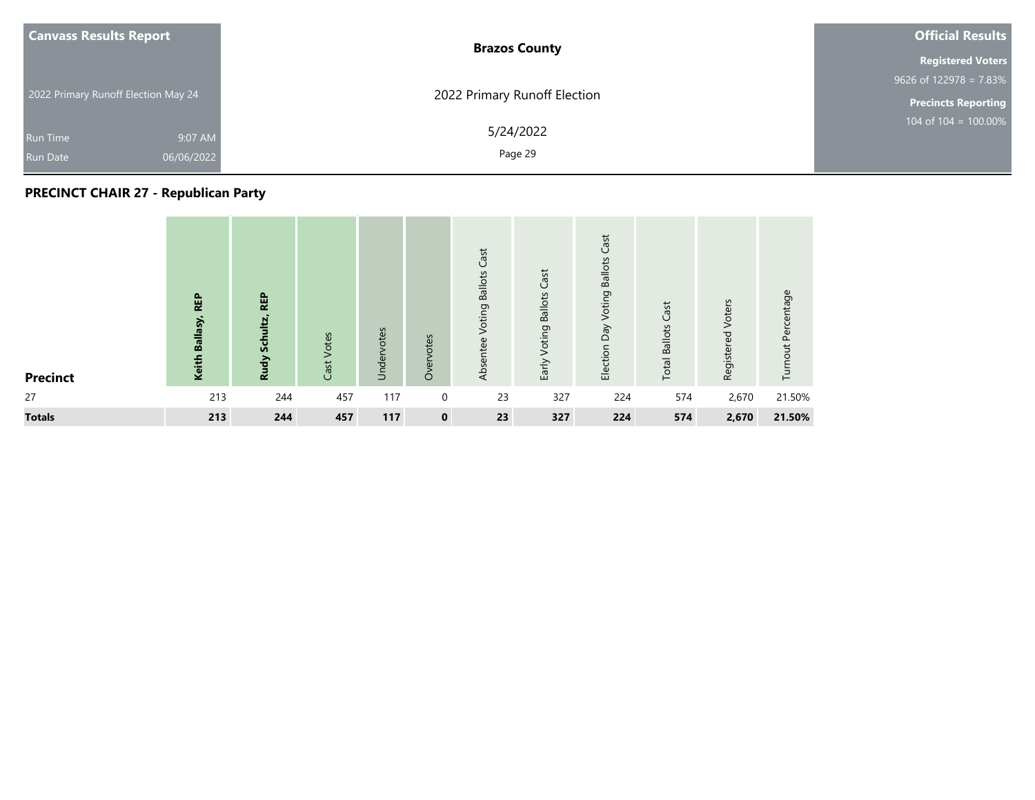| Canvass Results Report | Brazos County | Official Results |
|---|---|---|
| 2022 Primary Runoff Election May 24 | 2022 Primary Runoff Election | Registered Voters 9626 of 122978 = 7.83% |
| Run Time 9:07 AM | 5/24/2022 | Precincts Reporting 104 of 104 = 100.00% |
| Run Date 06/06/2022 | | |

## PRECINCT CHAIR 27 - Republican Party

| Precinct | Keith Ballasy, REP | Rudy Schultz, REP | Cast Votes | Undervotes | Overvotes | Absentee Voting Ballots Cast | Early Voting Ballots Cast | Election Day Voting Ballots Cast | Total Ballots Cast | Registered Voters | Turnout Percentage |
|---|---|---|---|---|---|---|---|---|---|---|---|
| 27 | 213 | 244 | 457 | 117 | 0 | 23 | 327 | 224 | 574 | 2,670 | 21.50% |
| **Totals** | **213** | **244** | **457** | **117** | **0** | **23** | **327** | **224** | **574** | **2,670** | **21.50%** |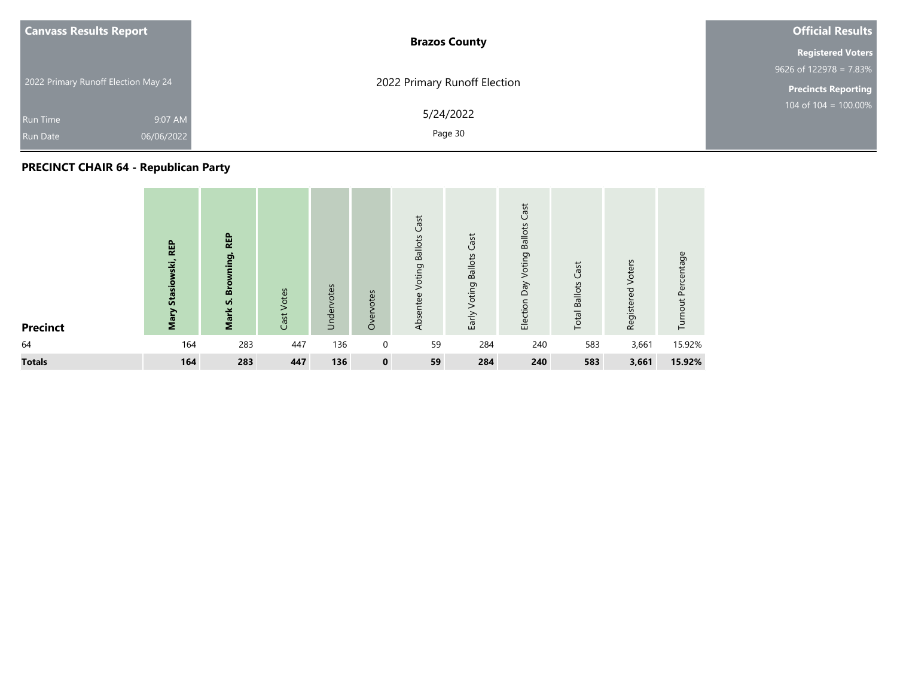| Canvass Results Report | Brazos County | Official Results |
| --- | --- | --- |
| 2022 Primary Runoff Election May 24 | 2022 Primary Runoff Election | Registered Voters 9626 of 122978 = 7.83% |
| Run Time 9:07 AM | 5/24/2022 | Precincts Reporting 104 of 104 = 100.00% |
| Run Date 06/06/2022 | | |

## PRECINCT CHAIR 64 - Republican Party

| Precinct | Mary Stasiowski, REP | Mark S. Browning, REP | Cast Votes | Undervotes | Overvotes | Absentee Voting Ballots Cast | Early Voting Ballots Cast | Election Day Voting Ballots Cast | Total Ballots Cast | Registered Voters | Turnout Percentage |
| --- | --- | --- | --- | --- | --- | --- | --- | --- | --- | --- | --- |
| 64 | 164 | 283 | 447 | 136 | 0 | 59 | 284 | 240 | 583 | 3,661 | 15.92% |
| **Totals** | **164** | **283** | **447** | **136** | **0** | **59** | **284** | **240** | **583** | **3,661** | **15.92%** |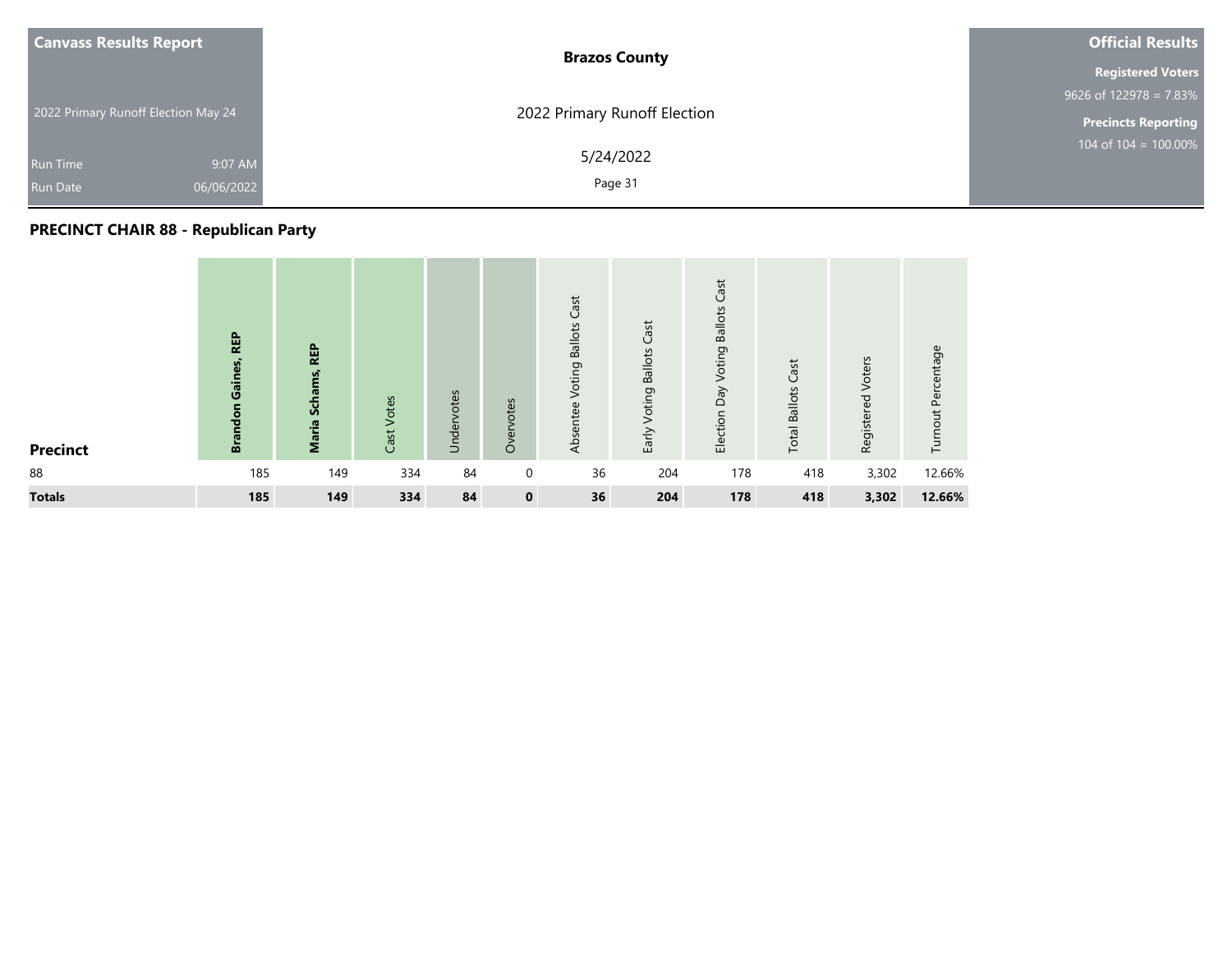**Canvass Results Report**

2022 Primary Runoff Election May 24

Run Time 9:07 AM
Run Date 06/06/2022

**Brazos County**

2022 Primary Runoff Election

5/24/2022

**Official Results**

**Registered Voters**
9626 of 122978 = 7.83%

**Precincts Reporting**
104 of 104 = 100.00%

## PRECINCT CHAIR 88 - Republican Party

| Precinct | Brandon Gaines, REP | Maria Schams, REP | Cast Votes | Undervotes | Overvotes | Absentee Voting Ballots Cast | Early Voting Ballots Cast | Election Day Voting Ballots Cast | Total Ballots Cast | Registered Voters | Turnout Percentage |
|---|---|---|---|---|---|---|---|---|---|---|---|
| 88 | 185 | 149 | 334 | 84 | 0 | 36 | 204 | 178 | 418 | 3,302 | 12.66% |
| **Totals** | **185** | **149** | **334** | **84** | **0** | **36** | **204** | **178** | **418** | **3,302** | **12.66%** |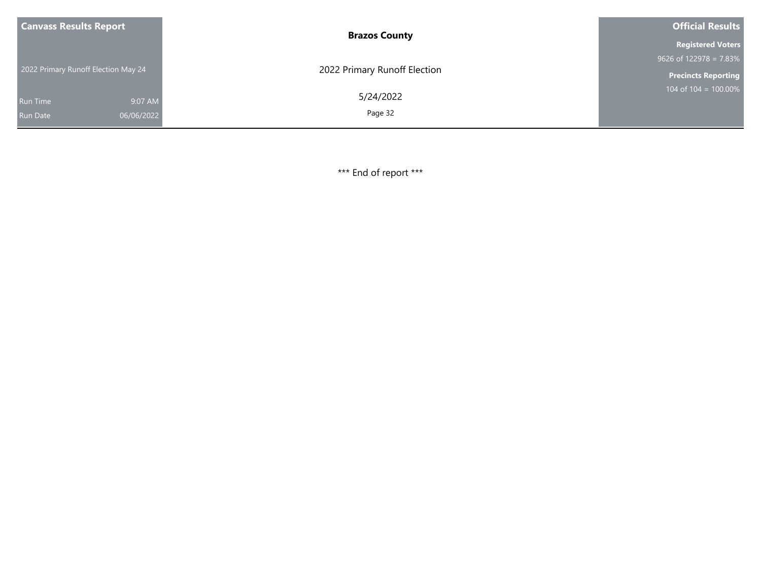*** End of report ***